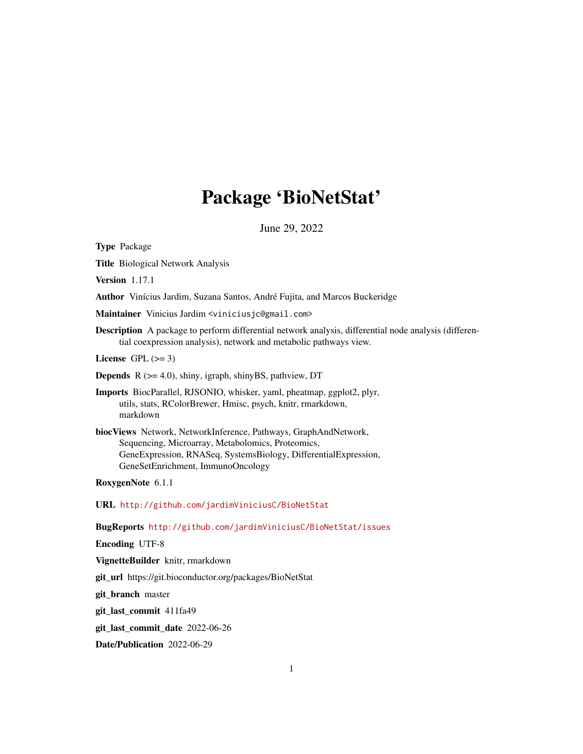# Package 'BioNetStat'

June 29, 2022

**Type** Package

**Title** Biological Network Analysis

**Version** 1.17.1

**Author** Vinícius Jardim, Suzana Santos, André Fujita, and Marcos Buckeridge

**Maintainer** Vinicius Jardim <viniciusjc@gmail.com>

**Description** A package to perform differential network analysis, differential node analysis (differential coexpression analysis), network and metabolic pathways view.

**License** GPL (>= 3)

**Depends** R (>= 4.0), shiny, igraph, shinyBS, pathview, DT

**Imports** BiocParallel, RJSONIO, whisker, yaml, pheatmap, ggplot2, plyr, utils, stats, RColorBrewer, Hmisc, psych, knitr, rmarkdown, markdown

**biocViews** Network, NetworkInference, Pathways, GraphAndNetwork, Sequencing, Microarray, Metabolomics, Proteomics, GeneExpression, RNASeq, SystemsBiology, DifferentialExpression, GeneSetEnrichment, ImmunoOncology

**RoxygenNote** 6.1.1

**URL** http://github.com/jardimViniciusC/BioNetStat

**BugReports** http://github.com/jardimViniciusC/BioNetStat/issues

**Encoding** UTF-8

**VignetteBuilder** knitr, rmarkdown

**git_url** https://git.bioconductor.org/packages/BioNetStat

**git_branch** master

**git_last_commit** 411fa49

**git_last_commit_date** 2022-06-26

**Date/Publication** 2022-06-29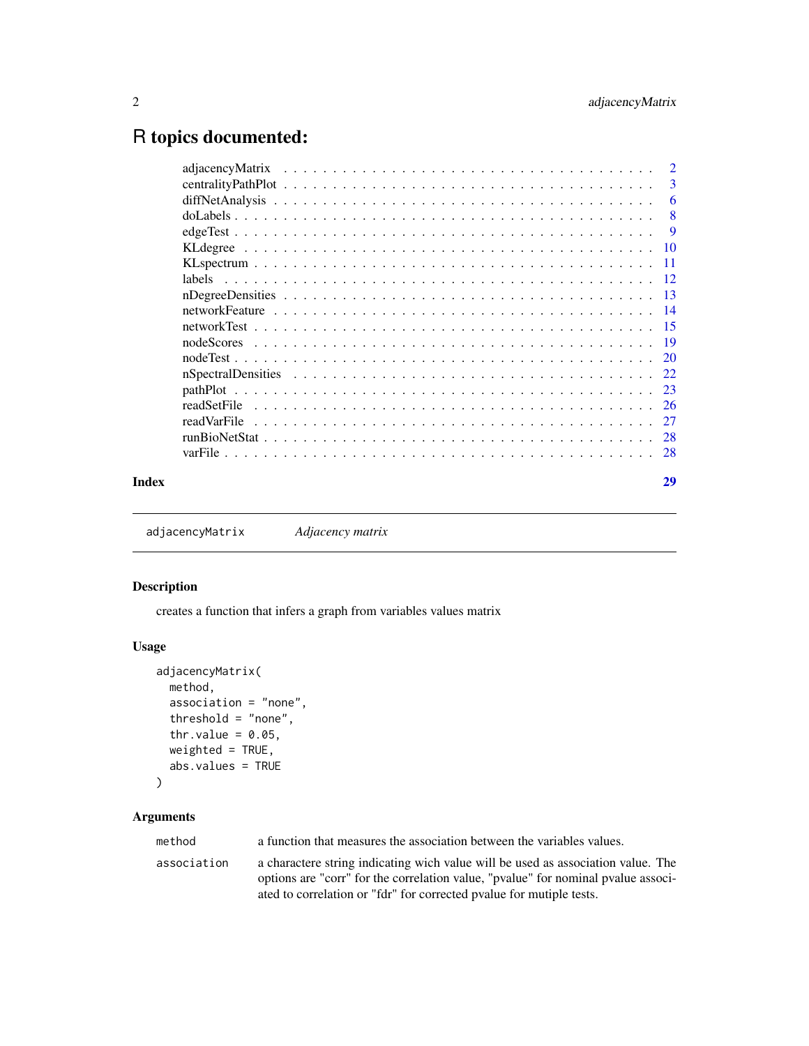# R topics documented:

| | |
|---|---|
| adjacencyMatrix | 2 |
| centralityPathPlot | 3 |
| diffNetAnalysis | 6 |
| doLabels | 8 |
| edgeTest | 9 |
| KLdegree | 10 |
| KLspectrum | 11 |
| labels | 12 |
| nDegreeDensities | 13 |
| networkFeature | 14 |
| networkTest | 15 |
| nodeScores | 19 |
| nodeTest | 20 |
| nSpectralDensities | 22 |
| pathPlot | 23 |
| readSetFile | 26 |
| readVarFile | 27 |
| runBioNetStat | 28 |
| varFile | 28 |

**Index** **29**

---

`adjacencyMatrix` *Adjacency matrix*

---

## Description

creates a function that infers a graph from variables values matrix

## Usage

```
adjacencyMatrix(
  method,
  association = "none",
  threshold = "none",
  thr.value = 0.05,
  weighted = TRUE,
  abs.values = TRUE
)
```

## Arguments

| | |
|---|---|
| `method` | a function that measures the association between the variables values. |
| `association` | a charactere string indicating wich value will be used as association value. The options are "corr" for the correlation value, "pvalue" for nominal pvalue associated to correlation or "fdr" for corrected pvalue for mutiple tests. |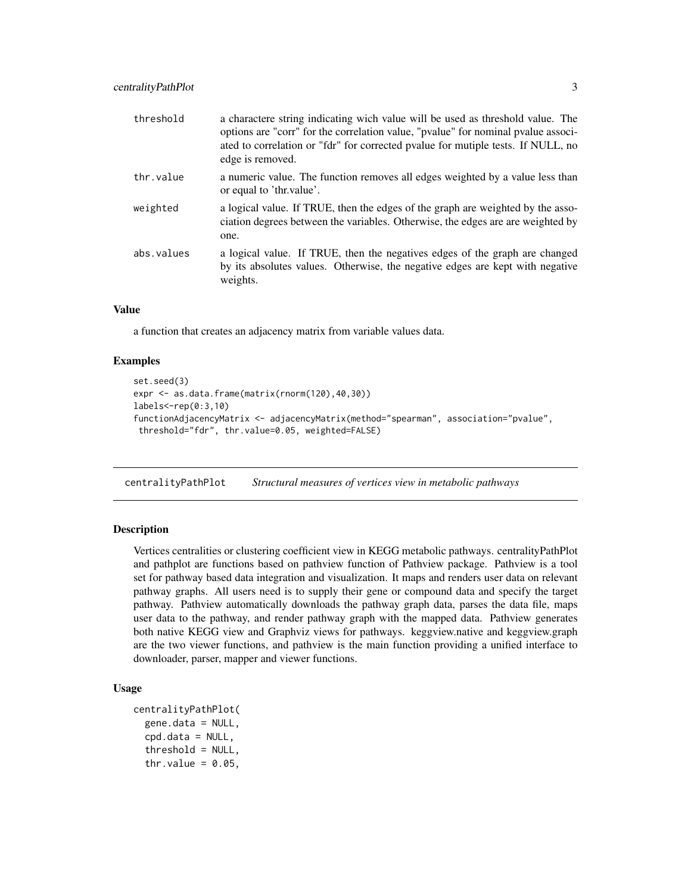| | |
|---|---|
| threshold | a charactere string indicating wich value will be used as threshold value. The options are "corr" for the correlation value, "pvalue" for nominal pvalue associated to correlation or "fdr" for corrected pvalue for mutiple tests. If NULL, no edge is removed. |
| thr.value | a numeric value. The function removes all edges weighted by a value less than or equal to 'thr.value'. |
| weighted | a logical value. If TRUE, then the edges of the graph are weighted by the association degrees between the variables. Otherwise, the edges are are weighted by one. |
| abs.values | a logical value. If TRUE, then the negatives edges of the graph are changed by its absolutes values. Otherwise, the negative edges are kept with negative weights. |

### Value

a function that creates an adjacency matrix from variable values data.

### Examples

```
set.seed(3)
expr <- as.data.frame(matrix(rnorm(120),40,30))
labels<-rep(0:3,10)
functionAdjacencyMatrix <- adjacencyMatrix(method="spearman", association="pvalue",
 threshold="fdr", thr.value=0.05, weighted=FALSE)
```

---

## centralityPathPlot *Structural measures of vertices view in metabolic pathways*

### Description

Vertices centralities or clustering coefficient view in KEGG metabolic pathways. centralityPathPlot and pathplot are functions based on pathview function of Pathview package. Pathview is a tool set for pathway based data integration and visualization. It maps and renders user data on relevant pathway graphs. All users need is to supply their gene or compound data and specify the target pathway. Pathview automatically downloads the pathway graph data, parses the data file, maps user data to the pathway, and render pathway graph with the mapped data. Pathview generates both native KEGG view and Graphviz views for pathways. keggview.native and keggview.graph are the two viewer functions, and pathview is the main function providing a unified interface to downloader, parser, mapper and viewer functions.

### Usage

```
centralityPathPlot(
  gene.data = NULL,
  cpd.data = NULL,
  threshold = NULL,
  thr.value = 0.05,
```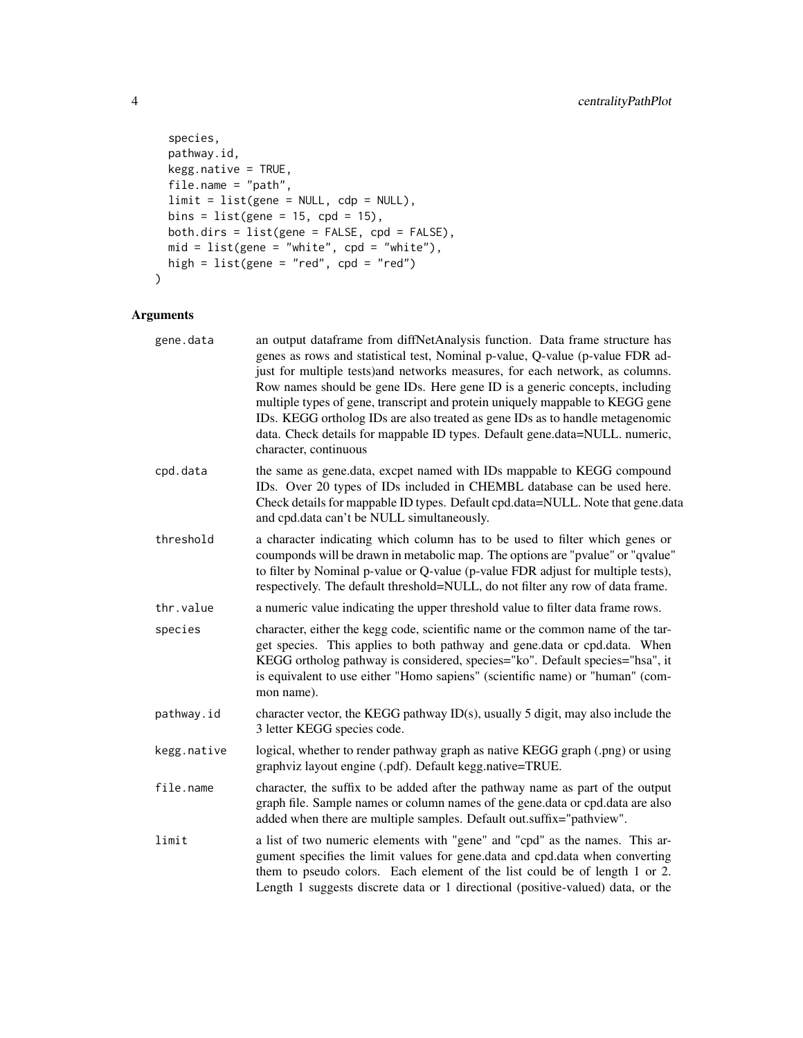```
  species,
  pathway.id,
  kegg.native = TRUE,
  file.name = "path",
  limit = list(gene = NULL, cdp = NULL),
  bins = list(gene = 15, cpd = 15),
  both.dirs = list(gene = FALSE, cpd = FALSE),
  mid = list(gene = "white", cpd = "white"),
  high = list(gene = "red", cpd = "red")
)
```

### Arguments

| | |
|---|---|
| gene.data | an output dataframe from diffNetAnalysis function. Data frame structure has genes as rows and statistical test, Nominal p-value, Q-value (p-value FDR adjust for multiple tests)and networks measures, for each network, as columns. Row names should be gene IDs. Here gene ID is a generic concepts, including multiple types of gene, transcript and protein uniquely mappable to KEGG gene IDs. KEGG ortholog IDs are also treated as gene IDs as to handle metagenomic data. Check details for mappable ID types. Default gene.data=NULL. numeric, character, continuous |
| cpd.data | the same as gene.data, excpet named with IDs mappable to KEGG compound IDs. Over 20 types of IDs included in CHEMBL database can be used here. Check details for mappable ID types. Default cpd.data=NULL. Note that gene.data and cpd.data can't be NULL simultaneously. |
| threshold | a character indicating which column has to be used to filter which genes or coumponds will be drawn in metabolic map. The options are "pvalue" or "qvalue" to filter by Nominal p-value or Q-value (p-value FDR adjust for multiple tests), respectively. The default threshold=NULL, do not filter any row of data frame. |
| thr.value | a numeric value indicating the upper threshold value to filter data frame rows. |
| species | character, either the kegg code, scientific name or the common name of the target species. This applies to both pathway and gene.data or cpd.data. When KEGG ortholog pathway is considered, species="ko". Default species="hsa", it is equivalent to use either "Homo sapiens" (scientific name) or "human" (common name). |
| pathway.id | character vector, the KEGG pathway ID(s), usually 5 digit, may also include the 3 letter KEGG species code. |
| kegg.native | logical, whether to render pathway graph as native KEGG graph (.png) or using graphviz layout engine (.pdf). Default kegg.native=TRUE. |
| file.name | character, the suffix to be added after the pathway name as part of the output graph file. Sample names or column names of the gene.data or cpd.data are also added when there are multiple samples. Default out.suffix="pathview". |
| limit | a list of two numeric elements with "gene" and "cpd" as the names. This argument specifies the limit values for gene.data and cpd.data when converting them to pseudo colors. Each element of the list could be of length 1 or 2. Length 1 suggests discrete data or 1 directional (positive-valued) data, or the |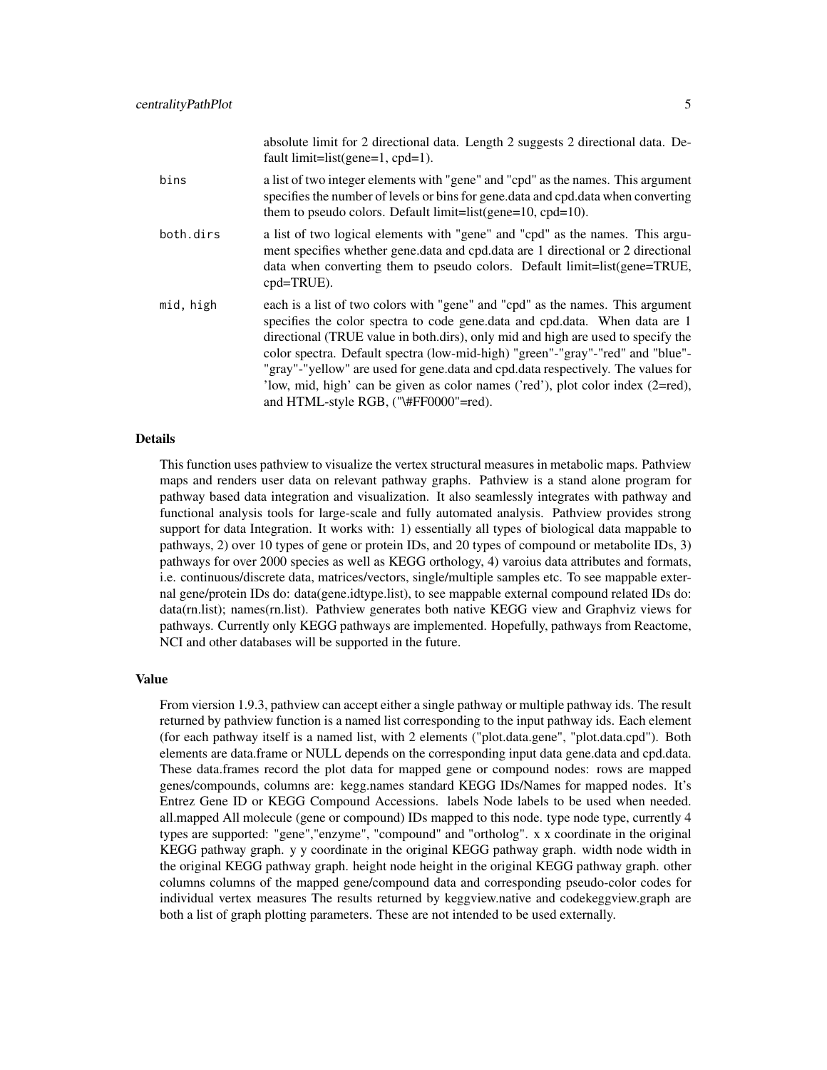absolute limit for 2 directional data. Length 2 suggests 2 directional data. Default limit=list(gene=1, cpd=1).

bins
: a list of two integer elements with "gene" and "cpd" as the names. This argument specifies the number of levels or bins for gene.data and cpd.data when converting them to pseudo colors. Default limit=list(gene=10, cpd=10).

both.dirs
: a list of two logical elements with "gene" and "cpd" as the names. This argument specifies whether gene.data and cpd.data are 1 directional or 2 directional data when converting them to pseudo colors. Default limit=list(gene=TRUE, cpd=TRUE).

mid, high
: each is a list of two colors with "gene" and "cpd" as the names. This argument specifies the color spectra to code gene.data and cpd.data. When data are 1 directional (TRUE value in both.dirs), only mid and high are used to specify the color spectra. Default spectra (low-mid-high) "green"-"gray"-"red" and "blue"-"gray"-"yellow" are used for gene.data and cpd.data respectively. The values for 'low, mid, high' can be given as color names ('red'), plot color index (2=red), and HTML-style RGB, ("\#FF0000"=red).

### Details

This function uses pathview to visualize the vertex structural measures in metabolic maps. Pathview maps and renders user data on relevant pathway graphs. Pathview is a stand alone program for pathway based data integration and visualization. It also seamlessly integrates with pathway and functional analysis tools for large-scale and fully automated analysis. Pathview provides strong support for data Integration. It works with: 1) essentially all types of biological data mappable to pathways, 2) over 10 types of gene or protein IDs, and 20 types of compound or metabolite IDs, 3) pathways for over 2000 species as well as KEGG orthology, 4) varoius data attributes and formats, i.e. continuous/discrete data, matrices/vectors, single/multiple samples etc. To see mappable external gene/protein IDs do: data(gene.idtype.list), to see mappable external compound related IDs do: data(rn.list); names(rn.list). Pathview generates both native KEGG view and Graphviz views for pathways. Currently only KEGG pathways are implemented. Hopefully, pathways from Reactome, NCI and other databases will be supported in the future.

### Value

From viersion 1.9.3, pathview can accept either a single pathway or multiple pathway ids. The result returned by pathview function is a named list corresponding to the input pathway ids. Each element (for each pathway itself is a named list, with 2 elements ("plot.data.gene", "plot.data.cpd"). Both elements are data.frame or NULL depends on the corresponding input data gene.data and cpd.data. These data.frames record the plot data for mapped gene or compound nodes: rows are mapped genes/compounds, columns are: kegg.names standard KEGG IDs/Names for mapped nodes. It's Entrez Gene ID or KEGG Compound Accessions. labels Node labels to be used when needed. all.mapped All molecule (gene or compound) IDs mapped to this node. type node type, currently 4 types are supported: "gene","enzyme", "compound" and "ortholog". x x coordinate in the original KEGG pathway graph. y y coordinate in the original KEGG pathway graph. width node width in the original KEGG pathway graph. height node height in the original KEGG pathway graph. other columns columns of the mapped gene/compound data and corresponding pseudo-color codes for individual vertex measures The results returned by keggview.native and codekeggview.graph are both a list of graph plotting parameters. These are not intended to be used externally.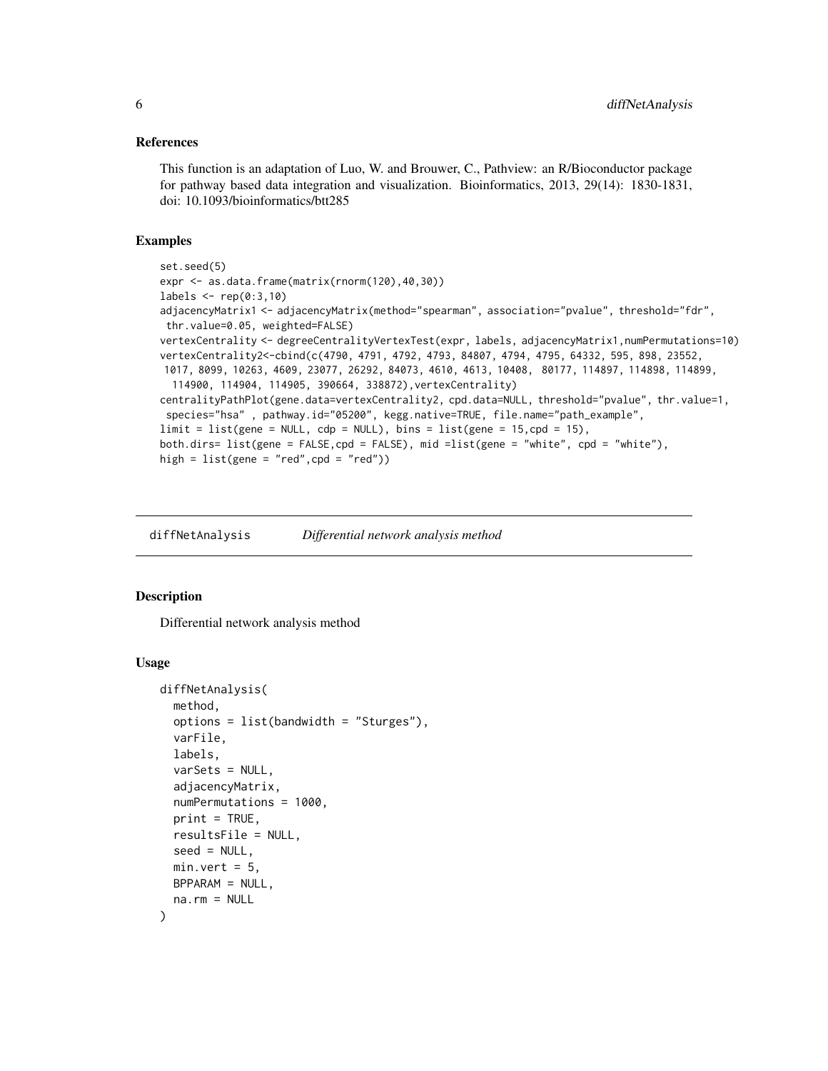### References

This function is an adaptation of Luo, W. and Brouwer, C., Pathview: an R/Bioconductor package for pathway based data integration and visualization. Bioinformatics, 2013, 29(14): 1830-1831, doi: 10.1093/bioinformatics/btt285

### Examples

```
set.seed(5)
expr <- as.data.frame(matrix(rnorm(120),40,30))
labels <- rep(0:3,10)
adjacencyMatrix1 <- adjacencyMatrix(method="spearman", association="pvalue", threshold="fdr",
 thr.value=0.05, weighted=FALSE)
vertexCentrality <- degreeCentralityVertexTest(expr, labels, adjacencyMatrix1,numPermutations=10)
vertexCentrality2<-cbind(c(4790, 4791, 4792, 4793, 84807, 4794, 4795, 64332, 595, 898, 23552,
 1017, 8099, 10263, 4609, 23077, 26292, 84073, 4610, 4613, 10408,  80177, 114897, 114898, 114899,
  114900, 114904, 114905, 390664, 338872),vertexCentrality)
centralityPathPlot(gene.data=vertexCentrality2, cpd.data=NULL, threshold="pvalue", thr.value=1,
 species="hsa" , pathway.id="05200", kegg.native=TRUE, file.name="path_example",
limit = list(gene = NULL, cdp = NULL), bins = list(gene = 15,cpd = 15),
both.dirs= list(gene = FALSE,cpd = FALSE), mid =list(gene = "white", cpd = "white"),
high = list(gene = "red",cpd = "red"))
```

---

## diffNetAnalysis *Differential network analysis method*

### Description

Differential network analysis method

### Usage

```
diffNetAnalysis(
  method,
  options = list(bandwidth = "Sturges"),
  varFile,
  labels,
  varSets = NULL,
  adjacencyMatrix,
  numPermutations = 1000,
  print = TRUE,
  resultsFile = NULL,
  seed = NULL,
  min.vert = 5,
  BPPARAM = NULL,
  na.rm = NULL
)
```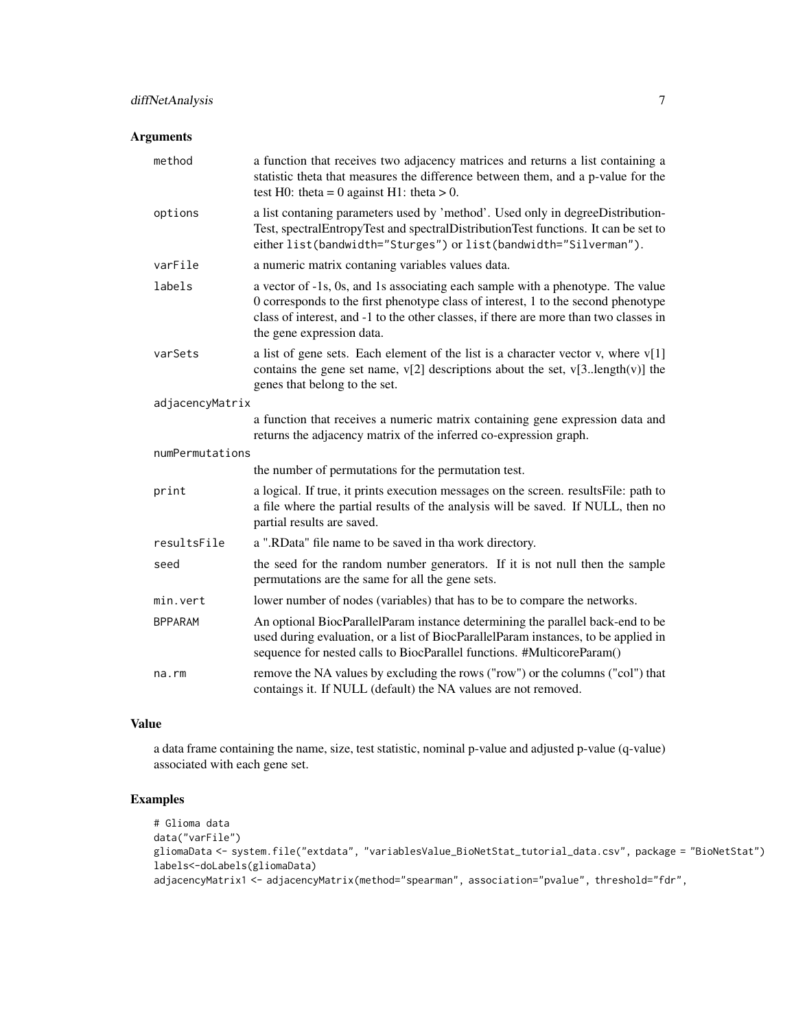## Arguments

| | |
|---|---|
| method | a function that receives two adjacency matrices and returns a list containing a statistic theta that measures the difference between them, and a p-value for the test H0: theta = 0 against H1: theta > 0. |
| options | a list contaning parameters used by 'method'. Used only in degreeDistributionTest, spectralEntropyTest and spectralDistributionTest functions. It can be set to either `list(bandwidth="Sturges")` or `list(bandwidth="Silverman")`. |
| varFile | a numeric matrix contaning variables values data. |
| labels | a vector of -1s, 0s, and 1s associating each sample with a phenotype. The value 0 corresponds to the first phenotype class of interest, 1 to the second phenotype class of interest, and -1 to the other classes, if there are more than two classes in the gene expression data. |
| varSets | a list of gene sets. Each element of the list is a character vector v, where v[1] contains the gene set name, v[2] descriptions about the set, v[3..length(v)] the genes that belong to the set. |
| adjacencyMatrix | a function that receives a numeric matrix containing gene expression data and returns the adjacency matrix of the inferred co-expression graph. |
| numPermutations | the number of permutations for the permutation test. |
| print | a logical. If true, it prints execution messages on the screen. resultsFile: path to a file where the partial results of the analysis will be saved. If NULL, then no partial results are saved. |
| resultsFile | a ".RData" file name to be saved in tha work directory. |
| seed | the seed for the random number generators. If it is not null then the sample permutations are the same for all the gene sets. |
| min.vert | lower number of nodes (variables) that has to be to compare the networks. |
| BPPARAM | An optional BiocParallelParam instance determining the parallel back-end to be used during evaluation, or a list of BiocParallelParam instances, to be applied in sequence for nested calls to BiocParallel functions. #MulticoreParam() |
| na.rm | remove the NA values by excluding the rows ("row") or the columns ("col") that contaings it. If NULL (default) the NA values are not removed. |

## Value

a data frame containing the name, size, test statistic, nominal p-value and adjusted p-value (q-value) associated with each gene set.

## Examples

```
# Glioma data
data("varFile")
gliomaData <- system.file("extdata", "variablesValue_BioNetStat_tutorial_data.csv", package = "BioNetStat")
labels<-doLabels(gliomaData)
adjacencyMatrix1 <- adjacencyMatrix(method="spearman", association="pvalue", threshold="fdr",
```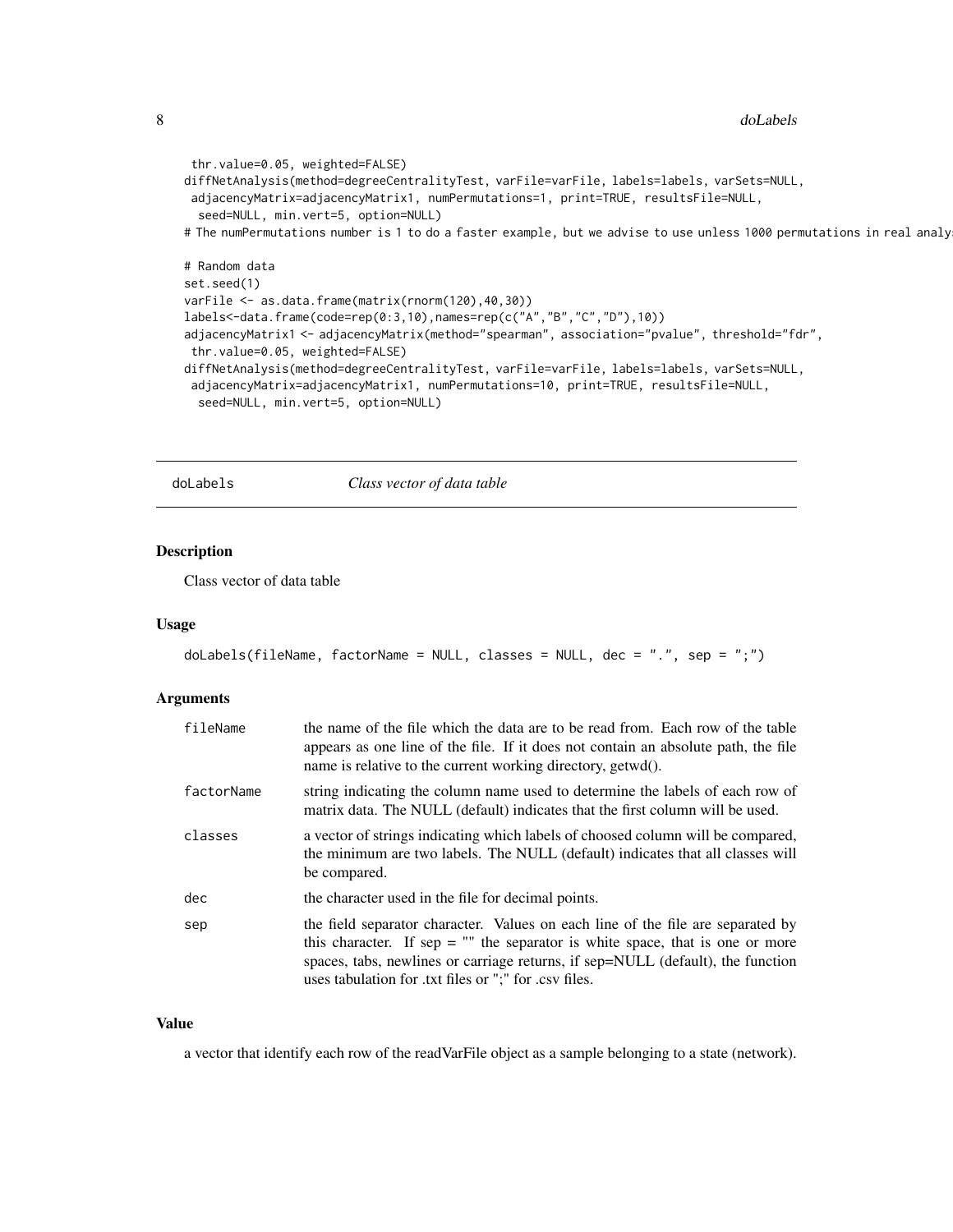```
 thr.value=0.05, weighted=FALSE)
diffNetAnalysis(method=degreeCentralityTest, varFile=varFile, labels=labels, varSets=NULL,
 adjacencyMatrix=adjacencyMatrix1, numPermutations=1, print=TRUE, resultsFile=NULL,
  seed=NULL, min.vert=5, option=NULL)
# The numPermutations number is 1 to do a faster example, but we advise to use unless 1000 permutations in real analys

# Random data
set.seed(1)
varFile <- as.data.frame(matrix(rnorm(120),40,30))
labels<-data.frame(code=rep(0:3,10),names=rep(c("A","B","C","D"),10))
adjacencyMatrix1 <- adjacencyMatrix(method="spearman", association="pvalue", threshold="fdr",
 thr.value=0.05, weighted=FALSE)
diffNetAnalysis(method=degreeCentralityTest, varFile=varFile, labels=labels, varSets=NULL,
 adjacencyMatrix=adjacencyMatrix1, numPermutations=10, print=TRUE, resultsFile=NULL,
  seed=NULL, min.vert=5, option=NULL)
```

---

## doLabels — *Class vector of data table*

### Description

Class vector of data table

### Usage

```
doLabels(fileName, factorName = NULL, classes = NULL, dec = ".", sep = ";")
```

### Arguments

| | |
|---|---|
| fileName | the name of the file which the data are to be read from. Each row of the table appears as one line of the file. If it does not contain an absolute path, the file name is relative to the current working directory, getwd(). |
| factorName | string indicating the column name used to determine the labels of each row of matrix data. The NULL (default) indicates that the first column will be used. |
| classes | a vector of strings indicating which labels of choosed column will be compared, the minimum are two labels. The NULL (default) indicates that all classes will be compared. |
| dec | the character used in the file for decimal points. |
| sep | the field separator character. Values on each line of the file are separated by this character. If sep = "" the separator is white space, that is one or more spaces, tabs, newlines or carriage returns, if sep=NULL (default), the function uses tabulation for .txt files or ";" for .csv files. |

### Value

a vector that identify each row of the readVarFile object as a sample belonging to a state (network).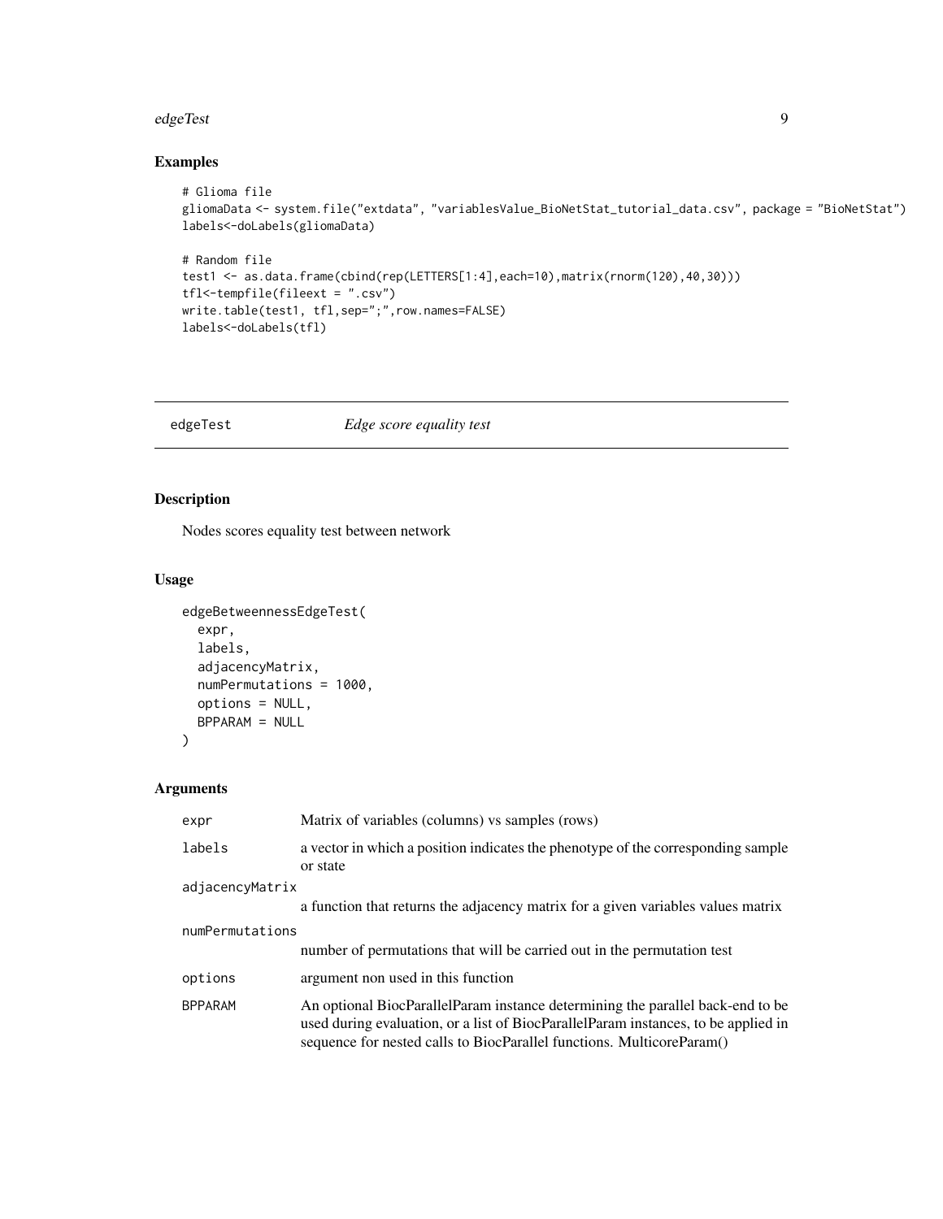## Examples

```
# Glioma file
gliomaData <- system.file("extdata", "variablesValue_BioNetStat_tutorial_data.csv", package = "BioNetStat")
labels<-doLabels(gliomaData)

# Random file
test1 <- as.data.frame(cbind(rep(LETTERS[1:4],each=10),matrix(rnorm(120),40,30)))
tfl<-tempfile(fileext = ".csv")
write.table(test1, tfl,sep=";",row.names=FALSE)
labels<-doLabels(tfl)
```

---

edgeTest *Edge score equality test*

---

## Description

Nodes scores equality test between network

## Usage

```
edgeBetweennessEdgeTest(
  expr,
  labels,
  adjacencyMatrix,
  numPermutations = 1000,
  options = NULL,
  BPPARAM = NULL
)
```

## Arguments

| | |
|---|---|
| expr | Matrix of variables (columns) vs samples (rows) |
| labels | a vector in which a position indicates the phenotype of the corresponding sample or state |
| adjacencyMatrix | a function that returns the adjacency matrix for a given variables values matrix |
| numPermutations | number of permutations that will be carried out in the permutation test |
| options | argument non used in this function |
| BPPARAM | An optional BiocParallelParam instance determining the parallel back-end to be used during evaluation, or a list of BiocParallelParam instances, to be applied in sequence for nested calls to BiocParallel functions. MulticoreParam() |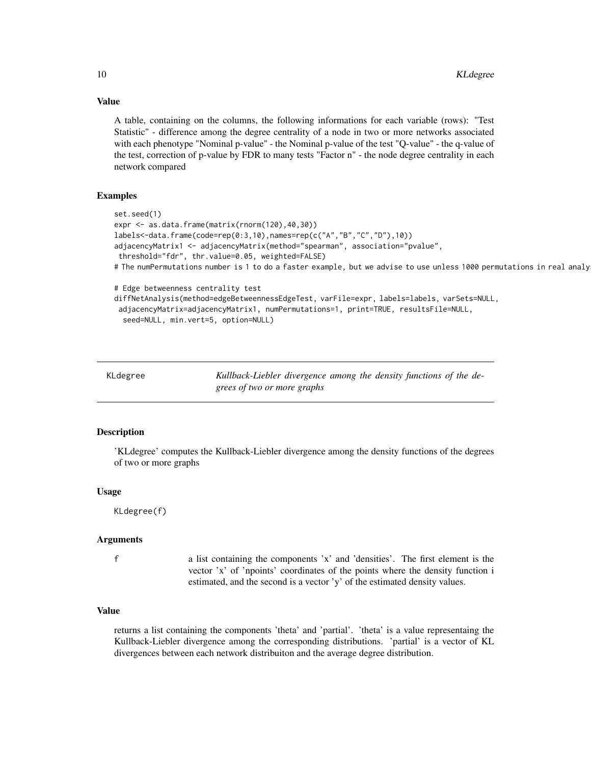### Value

A table, containing on the columns, the following informations for each variable (rows): "Test Statistic" - difference among the degree centrality of a node in two or more networks associated with each phenotype "Nominal p-value" - the Nominal p-value of the test "Q-value" - the q-value of the test, correction of p-value by FDR to many tests "Factor n" - the node degree centrality in each network compared

### Examples

```
set.seed(1)
expr <- as.data.frame(matrix(rnorm(120),40,30))
labels<-data.frame(code=rep(0:3,10),names=rep(c("A","B","C","D"),10))
adjacencyMatrix1 <- adjacencyMatrix(method="spearman", association="pvalue",
 threshold="fdr", thr.value=0.05, weighted=FALSE)
# The numPermutations number is 1 to do a faster example, but we advise to use unless 1000 permutations in real analy

# Edge betweenness centrality test
diffNetAnalysis(method=edgeBetweennessEdgeTest, varFile=expr, labels=labels, varSets=NULL,
 adjacencyMatrix=adjacencyMatrix1, numPermutations=1, print=TRUE, resultsFile=NULL,
  seed=NULL, min.vert=5, option=NULL)
```

---

## KLdegree — *Kullback-Liebler divergence among the density functions of the degrees of two or more graphs*

### Description

'KLdegree' computes the Kullback-Liebler divergence among the density functions of the degrees of two or more graphs

### Usage

```
KLdegree(f)
```

### Arguments

| | |
|---|---|
| f | a list containing the components 'x' and 'densities'. The first element is the vector 'x' of 'npoints' coordinates of the points where the density function i estimated, and the second is a vector 'y' of the estimated density values. |

### Value

returns a list containing the components 'theta' and 'partial'. 'theta' is a value representaing the Kullback-Liebler divergence among the corresponding distributions. 'partial' is a vector of KL divergences between each network distribuiton and the average degree distribution.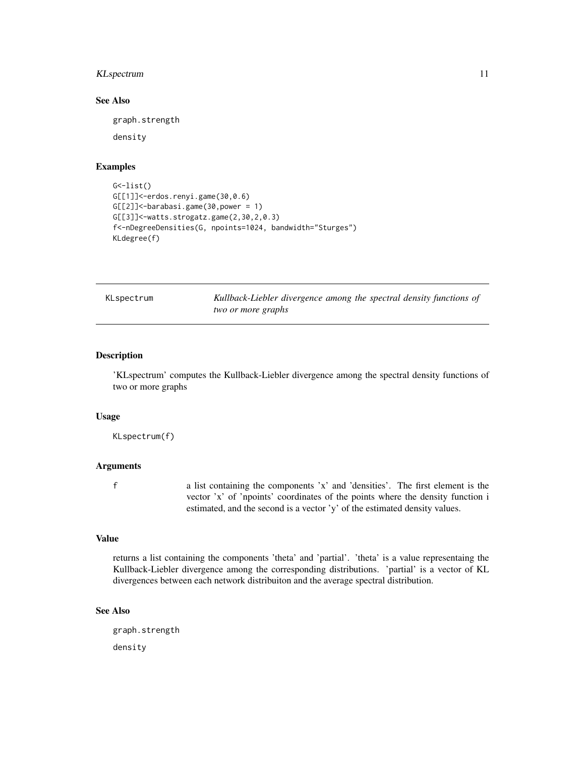### See Also

graph.strength

density

### Examples

```
G<-list()
G[[1]]<-erdos.renyi.game(30,0.6)
G[[2]]<-barabasi.game(30,power = 1)
G[[3]]<-watts.strogatz.game(2,30,2,0.3)
f<-nDegreeDensities(G, npoints=1024, bandwidth="Sturges")
KLdegree(f)
```

---

## KLspectrum — *Kullback-Liebler divergence among the spectral density functions of two or more graphs*

---

### Description

'KLspectrum' computes the Kullback-Liebler divergence among the spectral density functions of two or more graphs

### Usage

```
KLspectrum(f)
```

### Arguments

| | |
|---|---|
| f | a list containing the components 'x' and 'densities'. The first element is the vector 'x' of 'npoints' coordinates of the points where the density function i estimated, and the second is a vector 'y' of the estimated density values. |

### Value

returns a list containing the components 'theta' and 'partial'. 'theta' is a value representaing the Kullback-Liebler divergence among the corresponding distributions. 'partial' is a vector of KL divergences between each network distribuiton and the average spectral distribution.

### See Also

graph.strength

density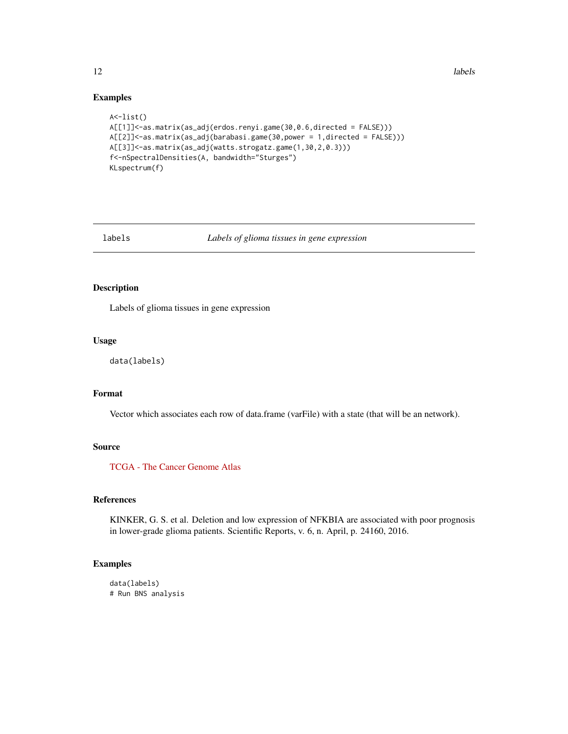### Examples

```
A<-list()
A[[1]]<-as.matrix(as_adj(erdos.renyi.game(30,0.6,directed = FALSE)))
A[[2]]<-as.matrix(as_adj(barabasi.game(30,power = 1,directed = FALSE)))
A[[3]]<-as.matrix(as_adj(watts.strogatz.game(1,30,2,0.3)))
f<-nSpectralDensities(A, bandwidth="Sturges")
KLspectrum(f)
```

---

## labels    *Labels of glioma tissues in gene expression*

---

### Description

Labels of glioma tissues in gene expression

### Usage

```
data(labels)
```

### Format

Vector which associates each row of data.frame (varFile) with a state (that will be an network).

### Source

TCGA - The Cancer Genome Atlas

### References

KINKER, G. S. et al. Deletion and low expression of NFKBIA are associated with poor prognosis in lower-grade glioma patients. Scientific Reports, v. 6, n. April, p. 24160, 2016.

### Examples

```
data(labels)
# Run BNS analysis
```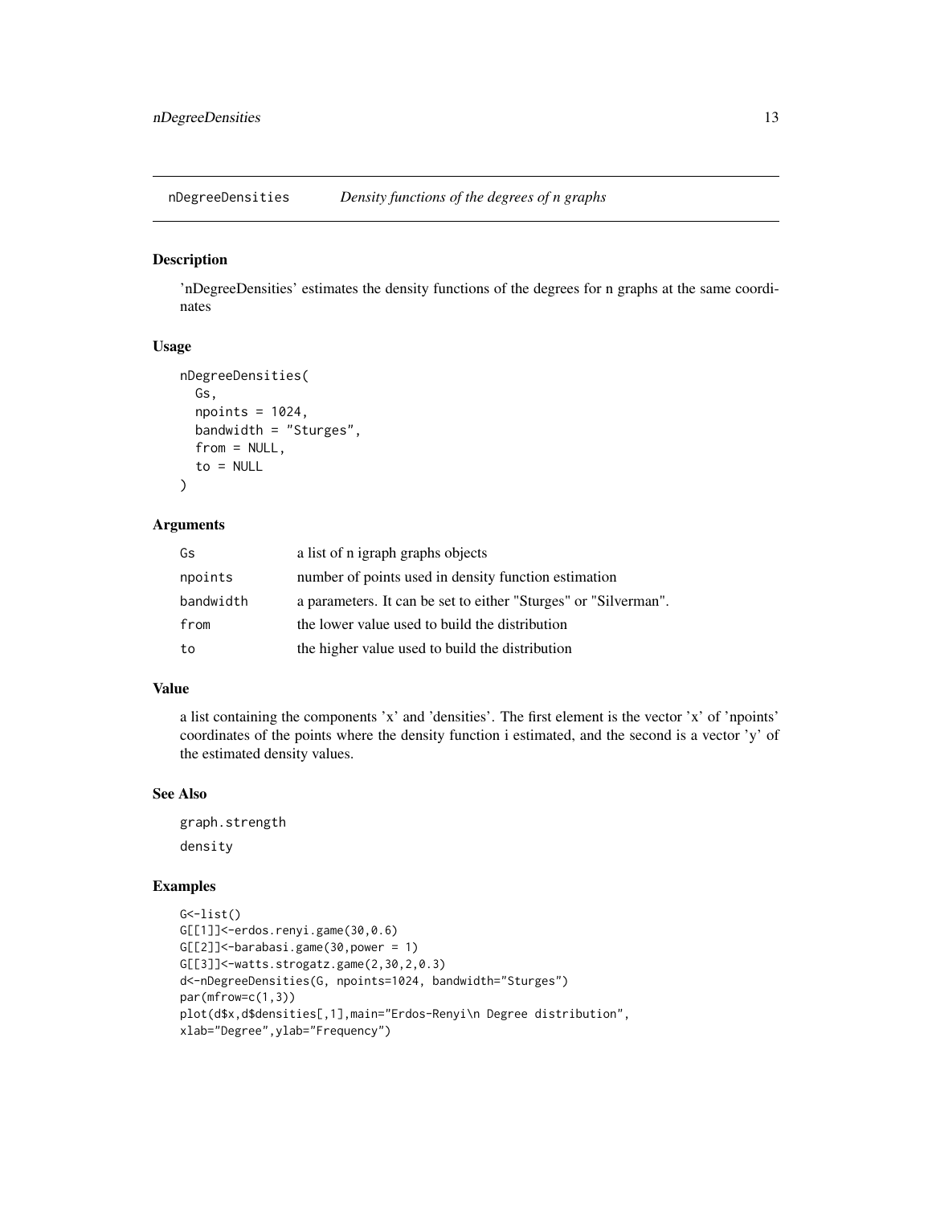# nDegreeDensities — *Density functions of the degrees of n graphs*

## Description

'nDegreeDensities' estimates the density functions of the degrees for n graphs at the same coordinates

## Usage

```
nDegreeDensities(
  Gs,
  npoints = 1024,
  bandwidth = "Sturges",
  from = NULL,
  to = NULL
)
```

## Arguments

| | |
|---|---|
| Gs | a list of n igraph graphs objects |
| npoints | number of points used in density function estimation |
| bandwidth | a parameters. It can be set to either "Sturges" or "Silverman". |
| from | the lower value used to build the distribution |
| to | the higher value used to build the distribution |

## Value

a list containing the components 'x' and 'densities'. The first element is the vector 'x' of 'npoints' coordinates of the points where the density function i estimated, and the second is a vector 'y' of the estimated density values.

## See Also

graph.strength

density

## Examples

```
G<-list()
G[[1]]<-erdos.renyi.game(30,0.6)
G[[2]]<-barabasi.game(30,power = 1)
G[[3]]<-watts.strogatz.game(2,30,2,0.3)
d<-nDegreeDensities(G, npoints=1024, bandwidth="Sturges")
par(mfrow=c(1,3))
plot(d$x,d$densities[,1],main="Erdos-Renyi\n Degree distribution",
xlab="Degree",ylab="Frequency")
```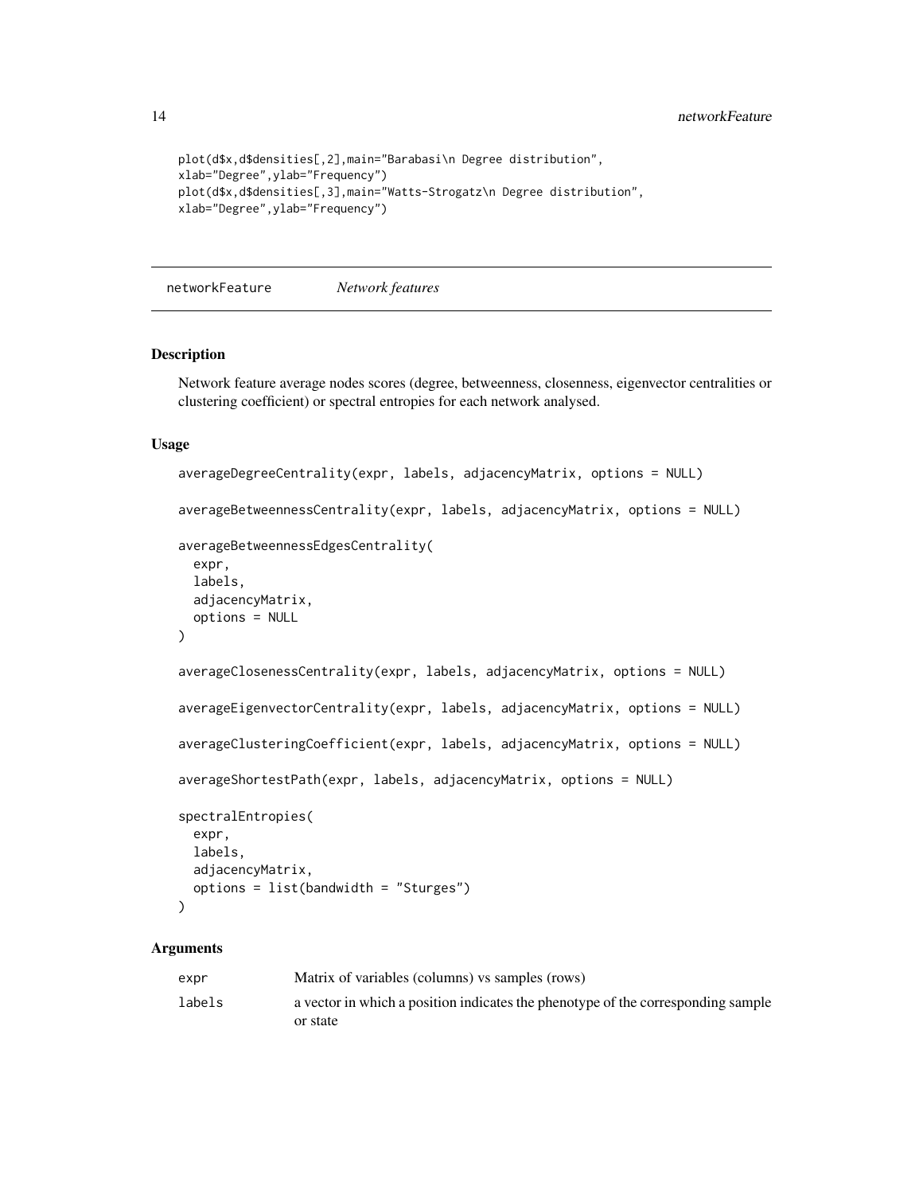```
plot(d$x,d$densities[,2],main="Barabasi\n Degree distribution",
xlab="Degree",ylab="Frequency")
plot(d$x,d$densities[,3],main="Watts-Strogatz\n Degree distribution",
xlab="Degree",ylab="Frequency")
```

## networkFeature *Network features*

### Description

Network feature average nodes scores (degree, betweenness, closenness, eigenvector centralities or clustering coefficient) or spectral entropies for each network analysed.

### Usage

```
averageDegreeCentrality(expr, labels, adjacencyMatrix, options = NULL)

averageBetweennessCentrality(expr, labels, adjacencyMatrix, options = NULL)

averageBetweennessEdgesCentrality(
  expr,
  labels,
  adjacencyMatrix,
  options = NULL
)

averageClosenessCentrality(expr, labels, adjacencyMatrix, options = NULL)

averageEigenvectorCentrality(expr, labels, adjacencyMatrix, options = NULL)

averageClusteringCoefficient(expr, labels, adjacencyMatrix, options = NULL)

averageShortestPath(expr, labels, adjacencyMatrix, options = NULL)

spectralEntropies(
  expr,
  labels,
  adjacencyMatrix,
  options = list(bandwidth = "Sturges")
)
```

### Arguments

| | |
|---|---|
| expr | Matrix of variables (columns) vs samples (rows) |
| labels | a vector in which a position indicates the phenotype of the corresponding sample or state |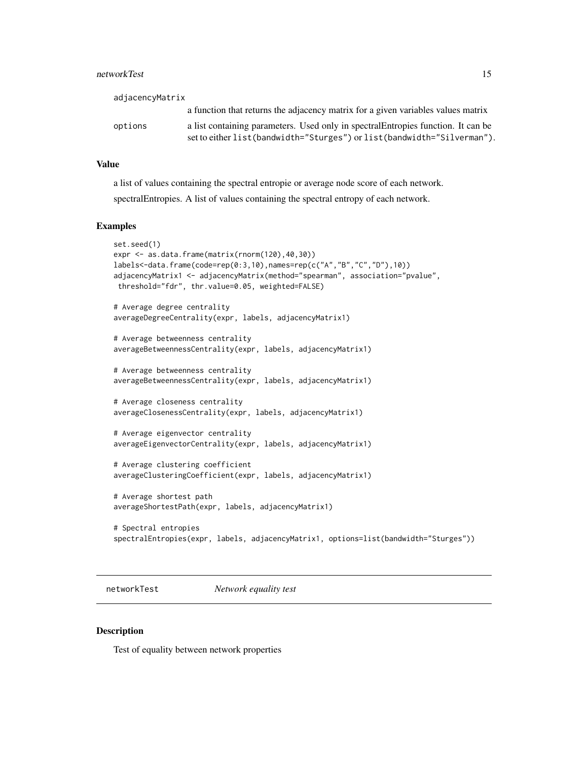adjacencyMatrix
: a function that returns the adjacency matrix for a given variables values matrix

options
: a list containing parameters. Used only in spectralEntropies function. It can be set to either `list(bandwidth="Sturges")` or `list(bandwidth="Silverman")`.

### Value

a list of values containing the spectral entropie or average node score of each network.

spectralEntropies. A list of values containing the spectral entropy of each network.

### Examples

```
set.seed(1)
expr <- as.data.frame(matrix(rnorm(120),40,30))
labels<-data.frame(code=rep(0:3,10),names=rep(c("A","B","C","D"),10))
adjacencyMatrix1 <- adjacencyMatrix(method="spearman", association="pvalue",
 threshold="fdr", thr.value=0.05, weighted=FALSE)

# Average degree centrality
averageDegreeCentrality(expr, labels, adjacencyMatrix1)

# Average betweenness centrality
averageBetweennessCentrality(expr, labels, adjacencyMatrix1)

# Average betweenness centrality
averageBetweennessCentrality(expr, labels, adjacencyMatrix1)

# Average closeness centrality
averageClosenessCentrality(expr, labels, adjacencyMatrix1)

# Average eigenvector centrality
averageEigenvectorCentrality(expr, labels, adjacencyMatrix1)

# Average clustering coefficient
averageClusteringCoefficient(expr, labels, adjacencyMatrix1)

# Average shortest path
averageShortestPath(expr, labels, adjacencyMatrix1)

# Spectral entropies
spectralEntropies(expr, labels, adjacencyMatrix1, options=list(bandwidth="Sturges"))
```

---

## networkTest    *Network equality test*

---

### Description

Test of equality between network properties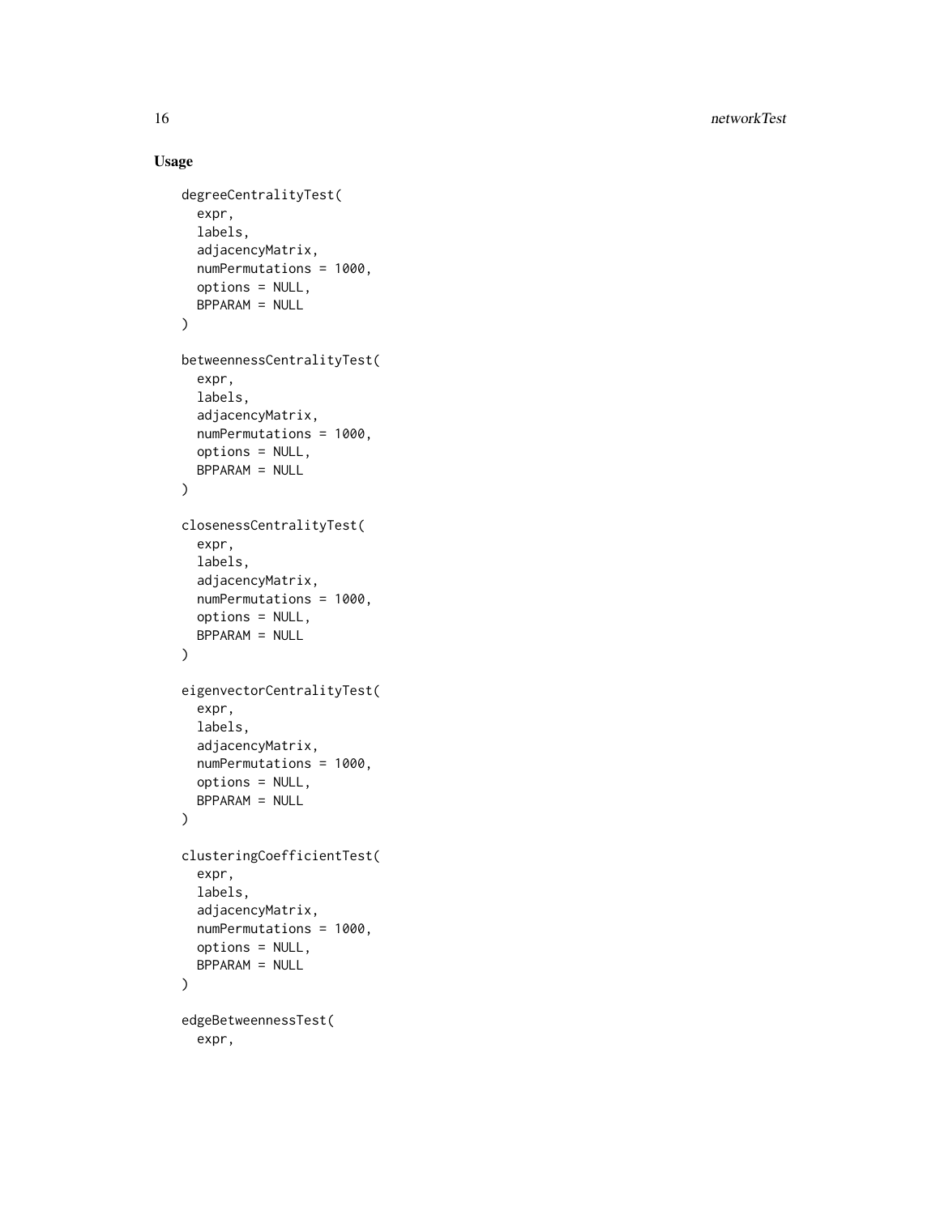### Usage

```
degreeCentralityTest(
  expr,
  labels,
  adjacencyMatrix,
  numPermutations = 1000,
  options = NULL,
  BPPARAM = NULL
)

betweennessCentralityTest(
  expr,
  labels,
  adjacencyMatrix,
  numPermutations = 1000,
  options = NULL,
  BPPARAM = NULL
)

closenessCentralityTest(
  expr,
  labels,
  adjacencyMatrix,
  numPermutations = 1000,
  options = NULL,
  BPPARAM = NULL
)

eigenvectorCentralityTest(
  expr,
  labels,
  adjacencyMatrix,
  numPermutations = 1000,
  options = NULL,
  BPPARAM = NULL
)

clusteringCoefficientTest(
  expr,
  labels,
  adjacencyMatrix,
  numPermutations = 1000,
  options = NULL,
  BPPARAM = NULL
)

edgeBetweennessTest(
  expr,
```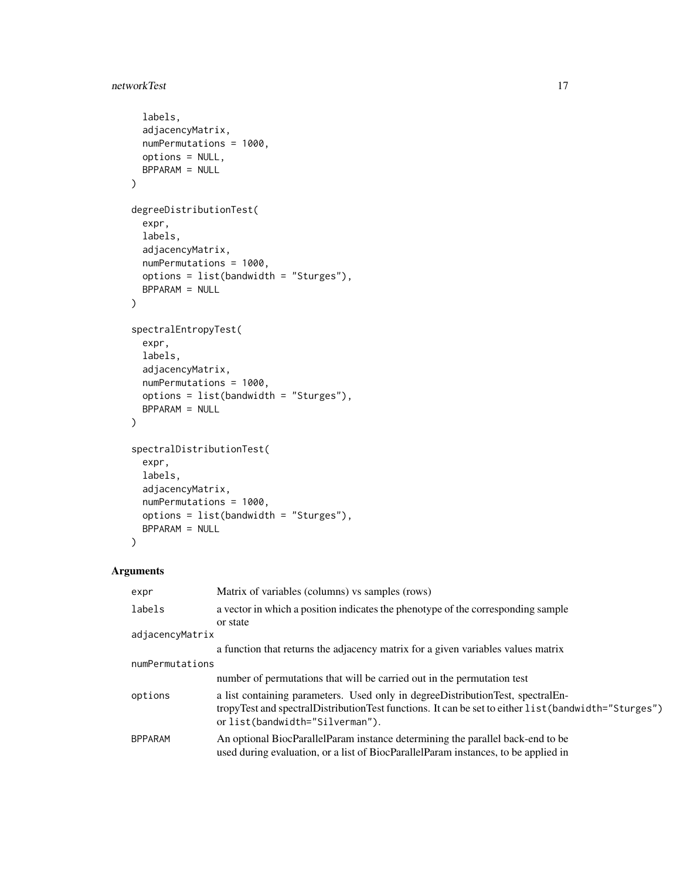```
  labels,
  adjacencyMatrix,
  numPermutations = 1000,
  options = NULL,
  BPPARAM = NULL
)

degreeDistributionTest(
  expr,
  labels,
  adjacencyMatrix,
  numPermutations = 1000,
  options = list(bandwidth = "Sturges"),
  BPPARAM = NULL
)

spectralEntropyTest(
  expr,
  labels,
  adjacencyMatrix,
  numPermutations = 1000,
  options = list(bandwidth = "Sturges"),
  BPPARAM = NULL
)

spectralDistributionTest(
  expr,
  labels,
  adjacencyMatrix,
  numPermutations = 1000,
  options = list(bandwidth = "Sturges"),
  BPPARAM = NULL
)
```

### Arguments

| | |
|---|---|
| `expr` | Matrix of variables (columns) vs samples (rows) |
| `labels` | a vector in which a position indicates the phenotype of the corresponding sample or state |
| `adjacencyMatrix` | a function that returns the adjacency matrix for a given variables values matrix |
| `numPermutations` | number of permutations that will be carried out in the permutation test |
| `options` | a list containing parameters. Used only in degreeDistributionTest, spectralEntropyTest and spectralDistributionTest functions. It can be set to either `list(bandwidth="Sturges")` or `list(bandwidth="Silverman")`. |
| `BPPARAM` | An optional BiocParallelParam instance determining the parallel back-end to be used during evaluation, or a list of BiocParallelParam instances, to be applied in |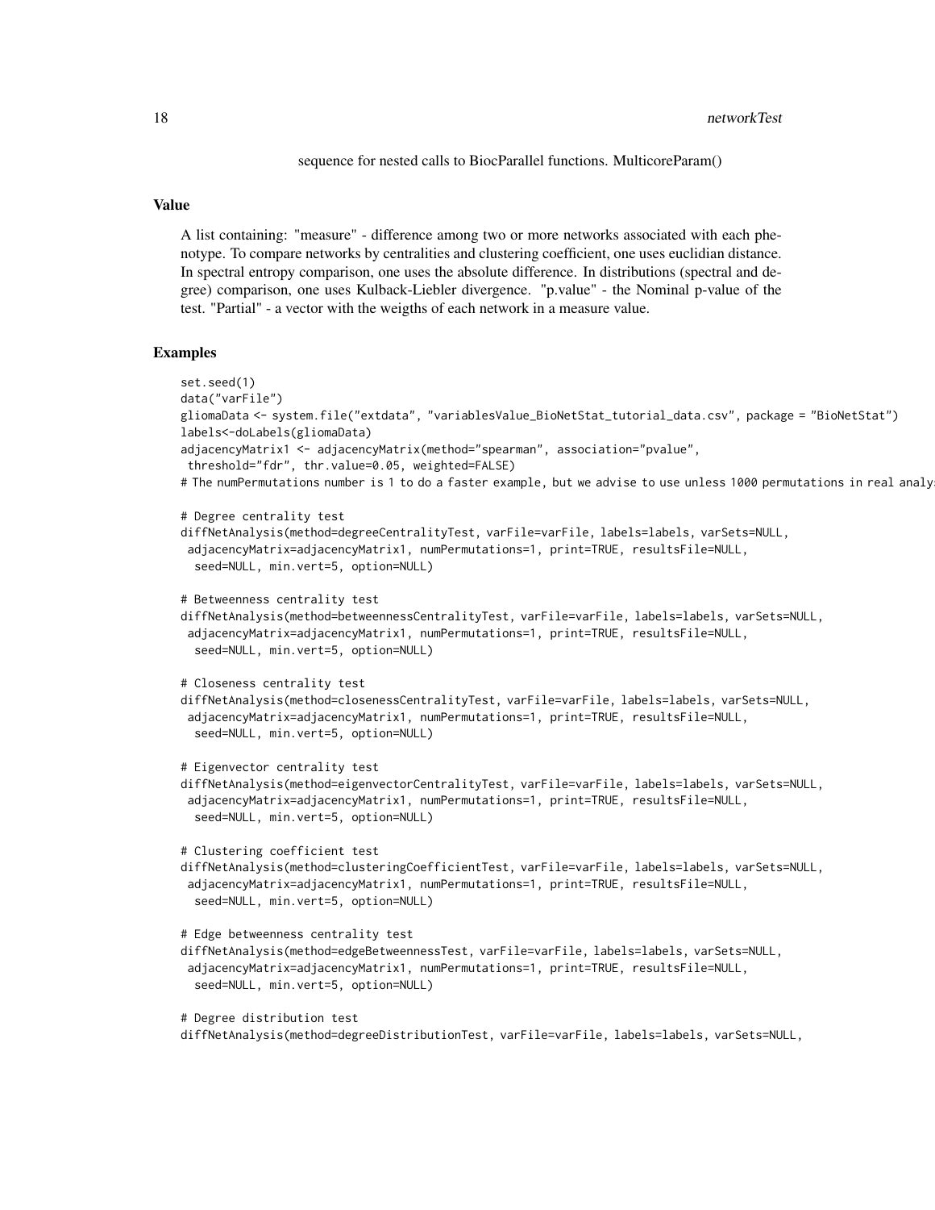sequence for nested calls to BiocParallel functions. MulticoreParam()

## Value

A list containing: "measure" - difference among two or more networks associated with each phenotype. To compare networks by centralities and clustering coefficient, one uses euclidian distance. In spectral entropy comparison, one uses the absolute difference. In distributions (spectral and degree) comparison, one uses Kulback-Liebler divergence. "p.value" - the Nominal p-value of the test. "Partial" - a vector with the weigths of each network in a measure value.

## Examples

```
set.seed(1)
data("varFile")
gliomaData <- system.file("extdata", "variablesValue_BioNetStat_tutorial_data.csv", package = "BioNetStat")
labels<-doLabels(gliomaData)
adjacencyMatrix1 <- adjacencyMatrix(method="spearman", association="pvalue",
 threshold="fdr", thr.value=0.05, weighted=FALSE)
# The numPermutations number is 1 to do a faster example, but we advise to use unless 1000 permutations in real analys

# Degree centrality test
diffNetAnalysis(method=degreeCentralityTest, varFile=varFile, labels=labels, varSets=NULL,
 adjacencyMatrix=adjacencyMatrix1, numPermutations=1, print=TRUE, resultsFile=NULL,
  seed=NULL, min.vert=5, option=NULL)

# Betweenness centrality test
diffNetAnalysis(method=betweennessCentralityTest, varFile=varFile, labels=labels, varSets=NULL,
 adjacencyMatrix=adjacencyMatrix1, numPermutations=1, print=TRUE, resultsFile=NULL,
  seed=NULL, min.vert=5, option=NULL)

# Closeness centrality test
diffNetAnalysis(method=closenessCentralityTest, varFile=varFile, labels=labels, varSets=NULL,
 adjacencyMatrix=adjacencyMatrix1, numPermutations=1, print=TRUE, resultsFile=NULL,
  seed=NULL, min.vert=5, option=NULL)

# Eigenvector centrality test
diffNetAnalysis(method=eigenvectorCentralityTest, varFile=varFile, labels=labels, varSets=NULL,
 adjacencyMatrix=adjacencyMatrix1, numPermutations=1, print=TRUE, resultsFile=NULL,
  seed=NULL, min.vert=5, option=NULL)

# Clustering coefficient test
diffNetAnalysis(method=clusteringCoefficientTest, varFile=varFile, labels=labels, varSets=NULL,
 adjacencyMatrix=adjacencyMatrix1, numPermutations=1, print=TRUE, resultsFile=NULL,
  seed=NULL, min.vert=5, option=NULL)

# Edge betweenness centrality test
diffNetAnalysis(method=edgeBetweennessTest, varFile=varFile, labels=labels, varSets=NULL,
 adjacencyMatrix=adjacencyMatrix1, numPermutations=1, print=TRUE, resultsFile=NULL,
  seed=NULL, min.vert=5, option=NULL)

# Degree distribution test
diffNetAnalysis(method=degreeDistributionTest, varFile=varFile, labels=labels, varSets=NULL,
```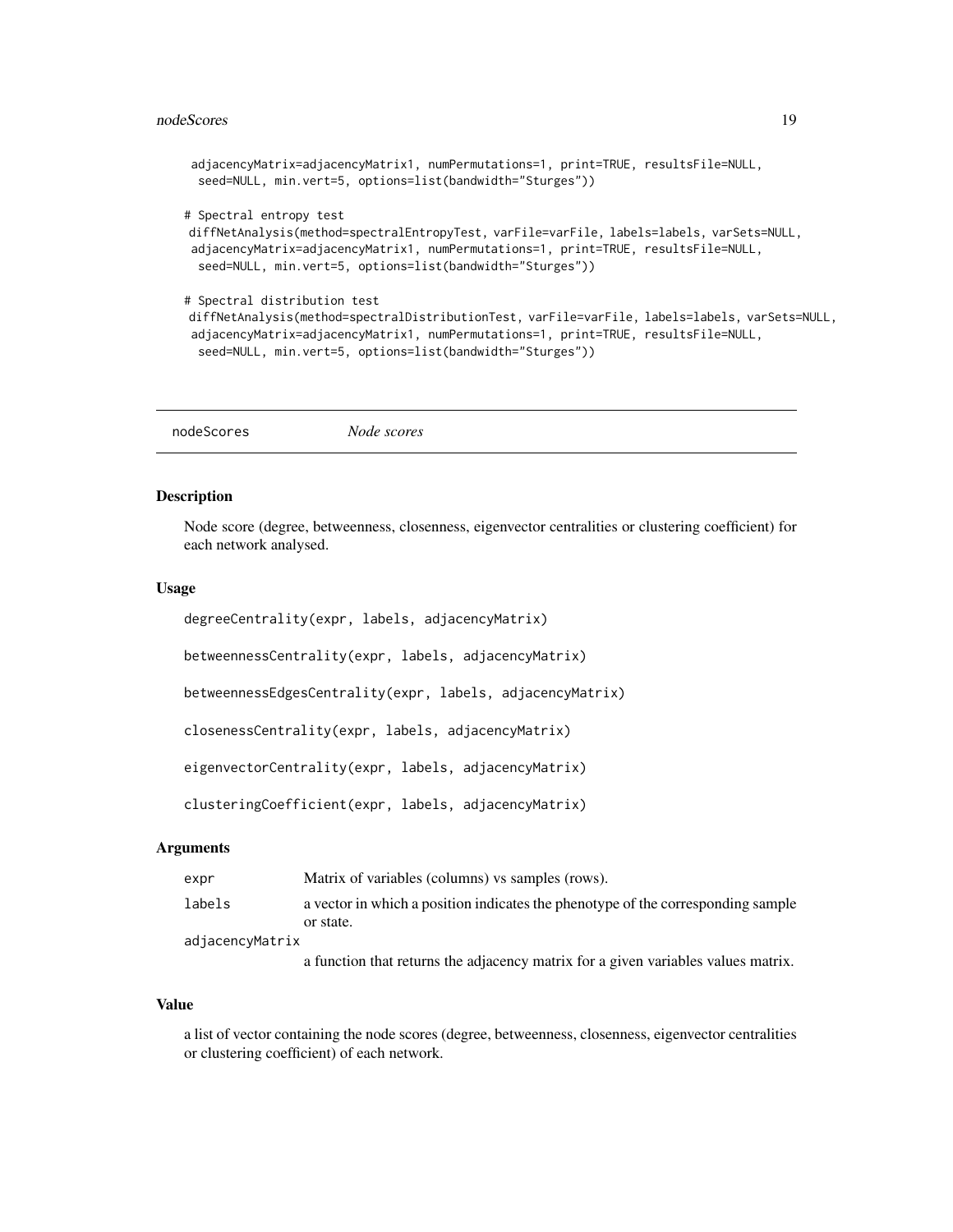```
 adjacencyMatrix=adjacencyMatrix1, numPermutations=1, print=TRUE, resultsFile=NULL,
  seed=NULL, min.vert=5, options=list(bandwidth="Sturges"))

# Spectral entropy test
diffNetAnalysis(method=spectralEntropyTest, varFile=varFile, labels=labels, varSets=NULL,
 adjacencyMatrix=adjacencyMatrix1, numPermutations=1, print=TRUE, resultsFile=NULL,
  seed=NULL, min.vert=5, options=list(bandwidth="Sturges"))

# Spectral distribution test
diffNetAnalysis(method=spectralDistributionTest, varFile=varFile, labels=labels, varSets=NULL,
 adjacencyMatrix=adjacencyMatrix1, numPermutations=1, print=TRUE, resultsFile=NULL,
  seed=NULL, min.vert=5, options=list(bandwidth="Sturges"))
```

## nodeScores — *Node scores*

### Description

Node score (degree, betweenness, closenness, eigenvector centralities or clustering coefficient) for each network analysed.

### Usage

```
degreeCentrality(expr, labels, adjacencyMatrix)

betweennessCentrality(expr, labels, adjacencyMatrix)

betweennessEdgesCentrality(expr, labels, adjacencyMatrix)

closenessCentrality(expr, labels, adjacencyMatrix)

eigenvectorCentrality(expr, labels, adjacencyMatrix)

clusteringCoefficient(expr, labels, adjacencyMatrix)
```

### Arguments

| | |
|---|---|
| `expr` | Matrix of variables (columns) vs samples (rows). |
| `labels` | a vector in which a position indicates the phenotype of the corresponding sample or state. |
| `adjacencyMatrix` | a function that returns the adjacency matrix for a given variables values matrix. |

### Value

a list of vector containing the node scores (degree, betweenness, closenness, eigenvector centralities or clustering coefficient) of each network.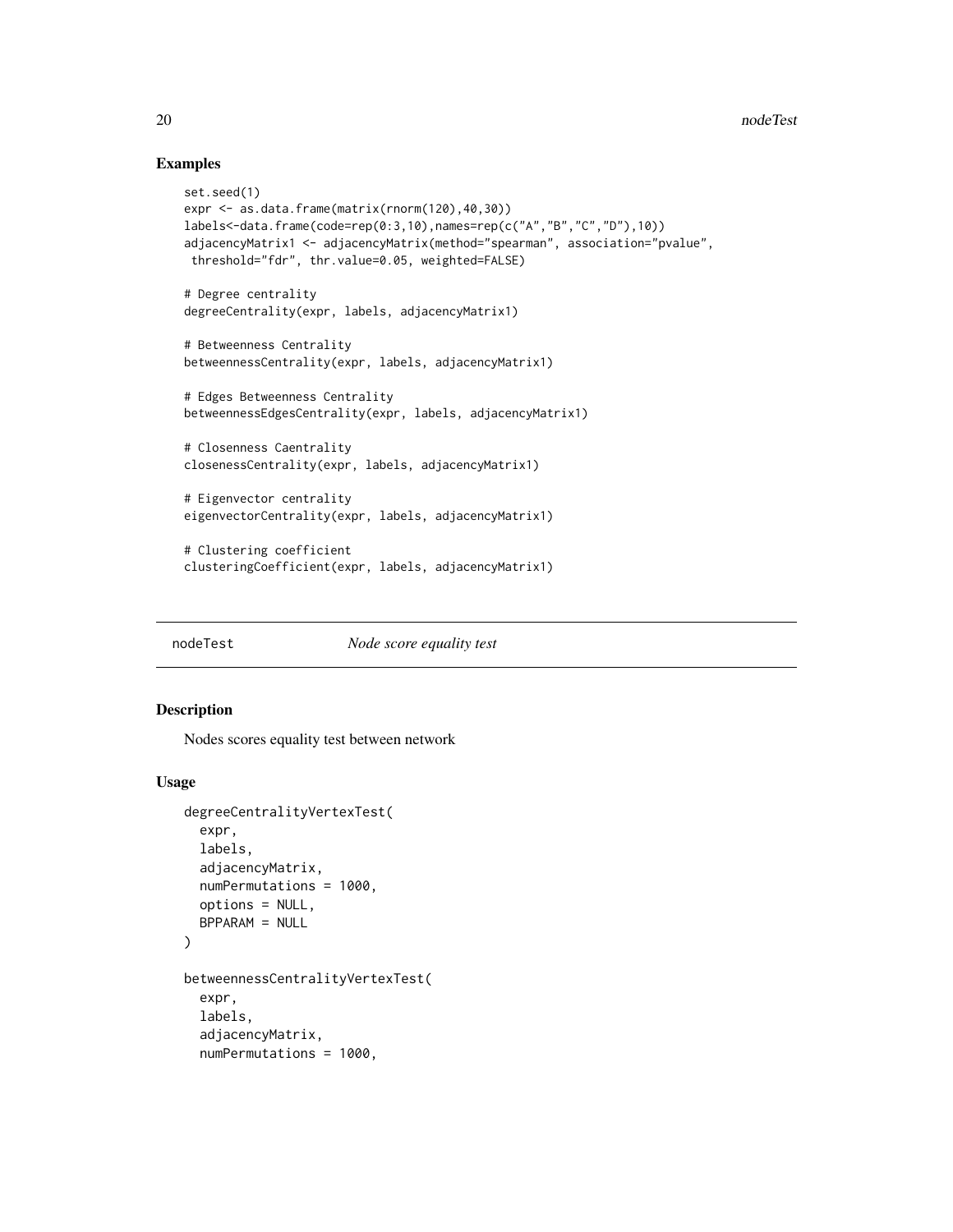## Examples

```
set.seed(1)
expr <- as.data.frame(matrix(rnorm(120),40,30))
labels<-data.frame(code=rep(0:3,10),names=rep(c("A","B","C","D"),10))
adjacencyMatrix1 <- adjacencyMatrix(method="spearman", association="pvalue",
 threshold="fdr", thr.value=0.05, weighted=FALSE)

# Degree centrality
degreeCentrality(expr, labels, adjacencyMatrix1)

# Betweenness Centrality
betweennessCentrality(expr, labels, adjacencyMatrix1)

# Edges Betweenness Centrality
betweennessEdgesCentrality(expr, labels, adjacencyMatrix1)

# Closenness Caentrality
closenessCentrality(expr, labels, adjacencyMatrix1)

# Eigenvector centrality
eigenvectorCentrality(expr, labels, adjacencyMatrix1)

# Clustering coefficient
clusteringCoefficient(expr, labels, adjacencyMatrix1)
```

---

# nodeTest *Node score equality test*

## Description

Nodes scores equality test between network

## Usage

```
degreeCentralityVertexTest(
  expr,
  labels,
  adjacencyMatrix,
  numPermutations = 1000,
  options = NULL,
  BPPARAM = NULL
)

betweennessCentralityVertexTest(
  expr,
  labels,
  adjacencyMatrix,
  numPermutations = 1000,
```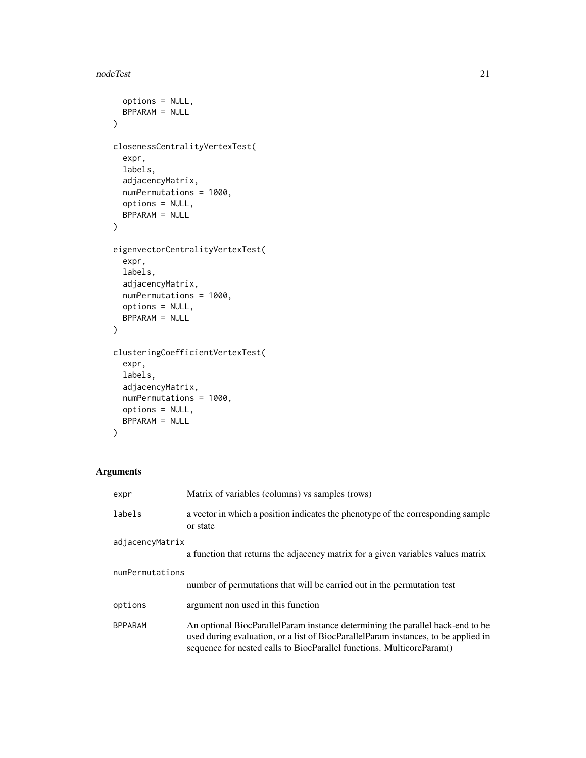```
  options = NULL,
  BPPARAM = NULL
)

closenessCentralityVertexTest(
  expr,
  labels,
  adjacencyMatrix,
  numPermutations = 1000,
  options = NULL,
  BPPARAM = NULL
)

eigenvectorCentralityVertexTest(
  expr,
  labels,
  adjacencyMatrix,
  numPermutations = 1000,
  options = NULL,
  BPPARAM = NULL
)

clusteringCoefficientVertexTest(
  expr,
  labels,
  adjacencyMatrix,
  numPermutations = 1000,
  options = NULL,
  BPPARAM = NULL
)
```

## Arguments

| | |
|---|---|
| expr | Matrix of variables (columns) vs samples (rows) |
| labels | a vector in which a position indicates the phenotype of the corresponding sample or state |
| adjacencyMatrix | a function that returns the adjacency matrix for a given variables values matrix |
| numPermutations | number of permutations that will be carried out in the permutation test |
| options | argument non used in this function |
| BPPARAM | An optional BiocParallelParam instance determining the parallel back-end to be used during evaluation, or a list of BiocParallelParam instances, to be applied in sequence for nested calls to BiocParallel functions. MulticoreParam() |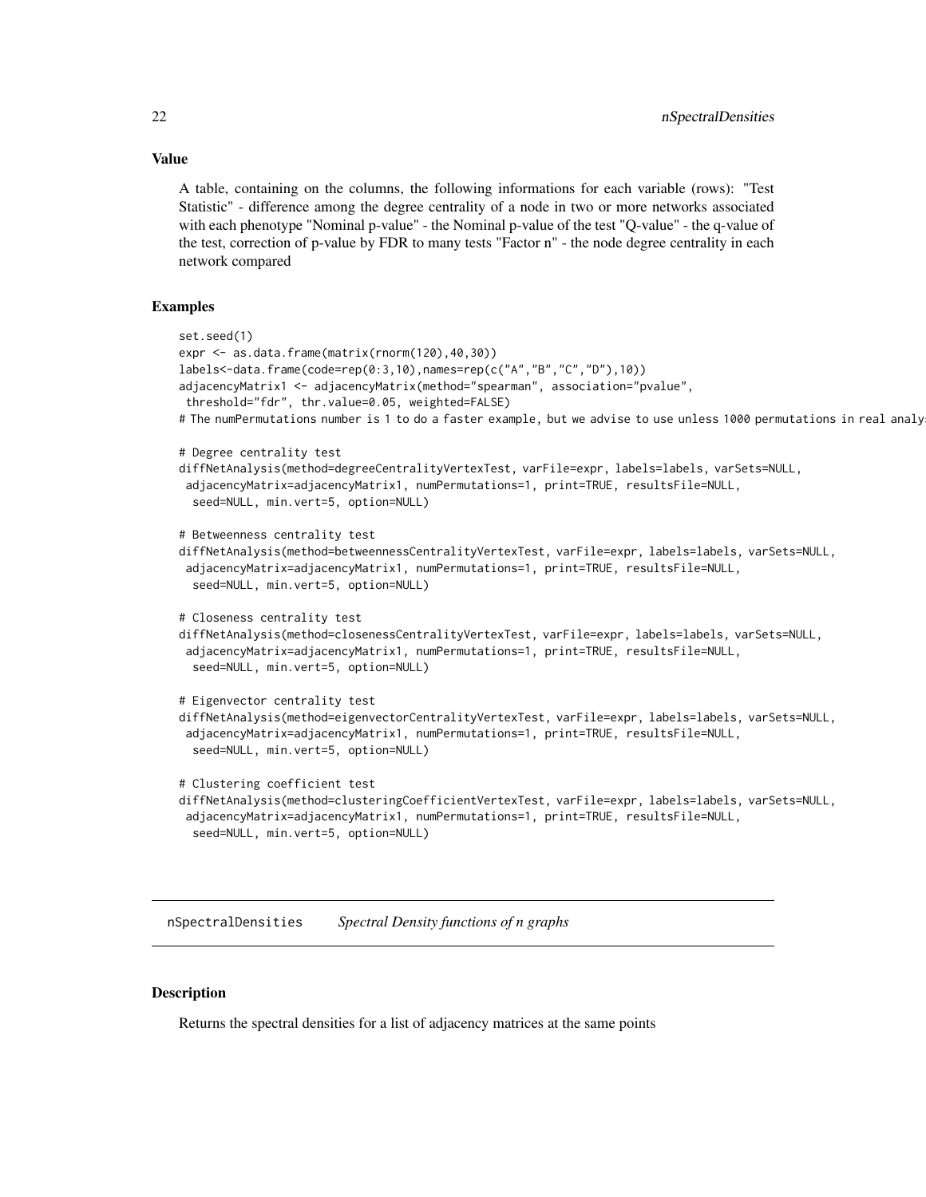## Value

A table, containing on the columns, the following informations for each variable (rows): "Test Statistic" - difference among the degree centrality of a node in two or more networks associated with each phenotype "Nominal p-value" - the Nominal p-value of the test "Q-value" - the q-value of the test, correction of p-value by FDR to many tests "Factor n" - the node degree centrality in each network compared

## Examples

```
set.seed(1)
expr <- as.data.frame(matrix(rnorm(120),40,30))
labels<-data.frame(code=rep(0:3,10),names=rep(c("A","B","C","D"),10))
adjacencyMatrix1 <- adjacencyMatrix(method="spearman", association="pvalue",
 threshold="fdr", thr.value=0.05, weighted=FALSE)
# The numPermutations number is 1 to do a faster example, but we advise to use unless 1000 permutations in real analy

# Degree centrality test
diffNetAnalysis(method=degreeCentralityVertexTest, varFile=expr, labels=labels, varSets=NULL,
 adjacencyMatrix=adjacencyMatrix1, numPermutations=1, print=TRUE, resultsFile=NULL,
  seed=NULL, min.vert=5, option=NULL)

# Betweenness centrality test
diffNetAnalysis(method=betweennessCentralityVertexTest, varFile=expr, labels=labels, varSets=NULL,
 adjacencyMatrix=adjacencyMatrix1, numPermutations=1, print=TRUE, resultsFile=NULL,
  seed=NULL, min.vert=5, option=NULL)

# Closeness centrality test
diffNetAnalysis(method=closenessCentralityVertexTest, varFile=expr, labels=labels, varSets=NULL,
 adjacencyMatrix=adjacencyMatrix1, numPermutations=1, print=TRUE, resultsFile=NULL,
  seed=NULL, min.vert=5, option=NULL)

# Eigenvector centrality test
diffNetAnalysis(method=eigenvectorCentralityVertexTest, varFile=expr, labels=labels, varSets=NULL,
 adjacencyMatrix=adjacencyMatrix1, numPermutations=1, print=TRUE, resultsFile=NULL,
  seed=NULL, min.vert=5, option=NULL)

# Clustering coefficient test
diffNetAnalysis(method=clusteringCoefficientVertexTest, varFile=expr, labels=labels, varSets=NULL,
 adjacencyMatrix=adjacencyMatrix1, numPermutations=1, print=TRUE, resultsFile=NULL,
  seed=NULL, min.vert=5, option=NULL)
```

---

# nSpectralDensities *Spectral Density functions of n graphs*

---

## Description

Returns the spectral densities for a list of adjacency matrices at the same points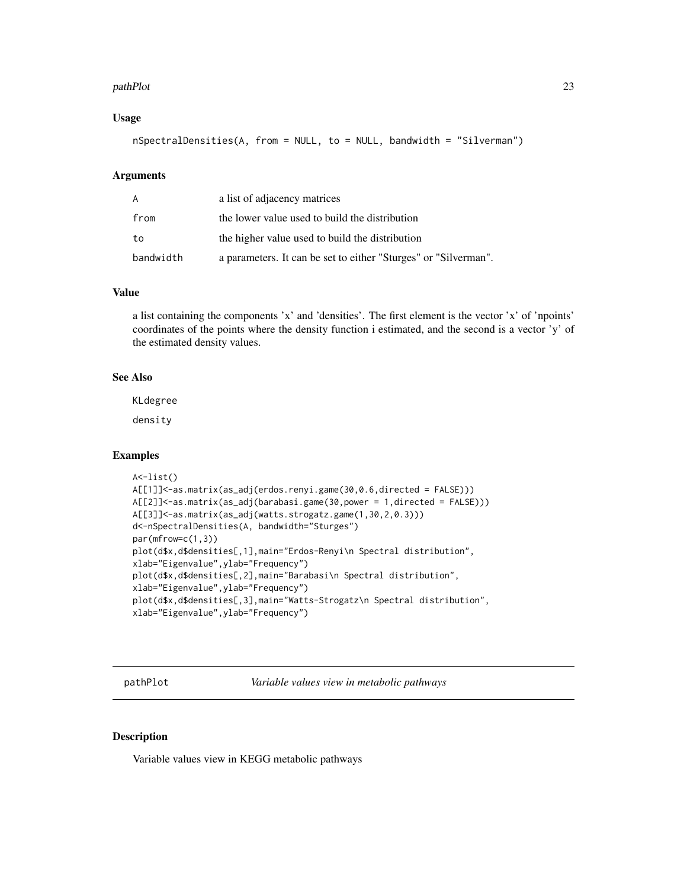### Usage

```
nSpectralDensities(A, from = NULL, to = NULL, bandwidth = "Silverman")
```

### Arguments

| | |
|---|---|
| A | a list of adjacency matrices |
| from | the lower value used to build the distribution |
| to | the higher value used to build the distribution |
| bandwidth | a parameters. It can be set to either "Sturges" or "Silverman". |

### Value

a list containing the components 'x' and 'densities'. The first element is the vector 'x' of 'npoints' coordinates of the points where the density function i estimated, and the second is a vector 'y' of the estimated density values.

### See Also

KLdegree

density

### Examples

```
A<-list()
A[[1]]<-as.matrix(as_adj(erdos.renyi.game(30,0.6,directed = FALSE)))
A[[2]]<-as.matrix(as_adj(barabasi.game(30,power = 1,directed = FALSE)))
A[[3]]<-as.matrix(as_adj(watts.strogatz.game(1,30,2,0.3)))
d<-nSpectralDensities(A, bandwidth="Sturges")
par(mfrow=c(1,3))
plot(d$x,d$densities[,1],main="Erdos-Renyi\n Spectral distribution",
xlab="Eigenvalue",ylab="Frequency")
plot(d$x,d$densities[,2],main="Barabasi\n Spectral distribution",
xlab="Eigenvalue",ylab="Frequency")
plot(d$x,d$densities[,3],main="Watts-Strogatz\n Spectral distribution",
xlab="Eigenvalue",ylab="Frequency")
```

---

## pathPlot *Variable values view in metabolic pathways*

### Description

Variable values view in KEGG metabolic pathways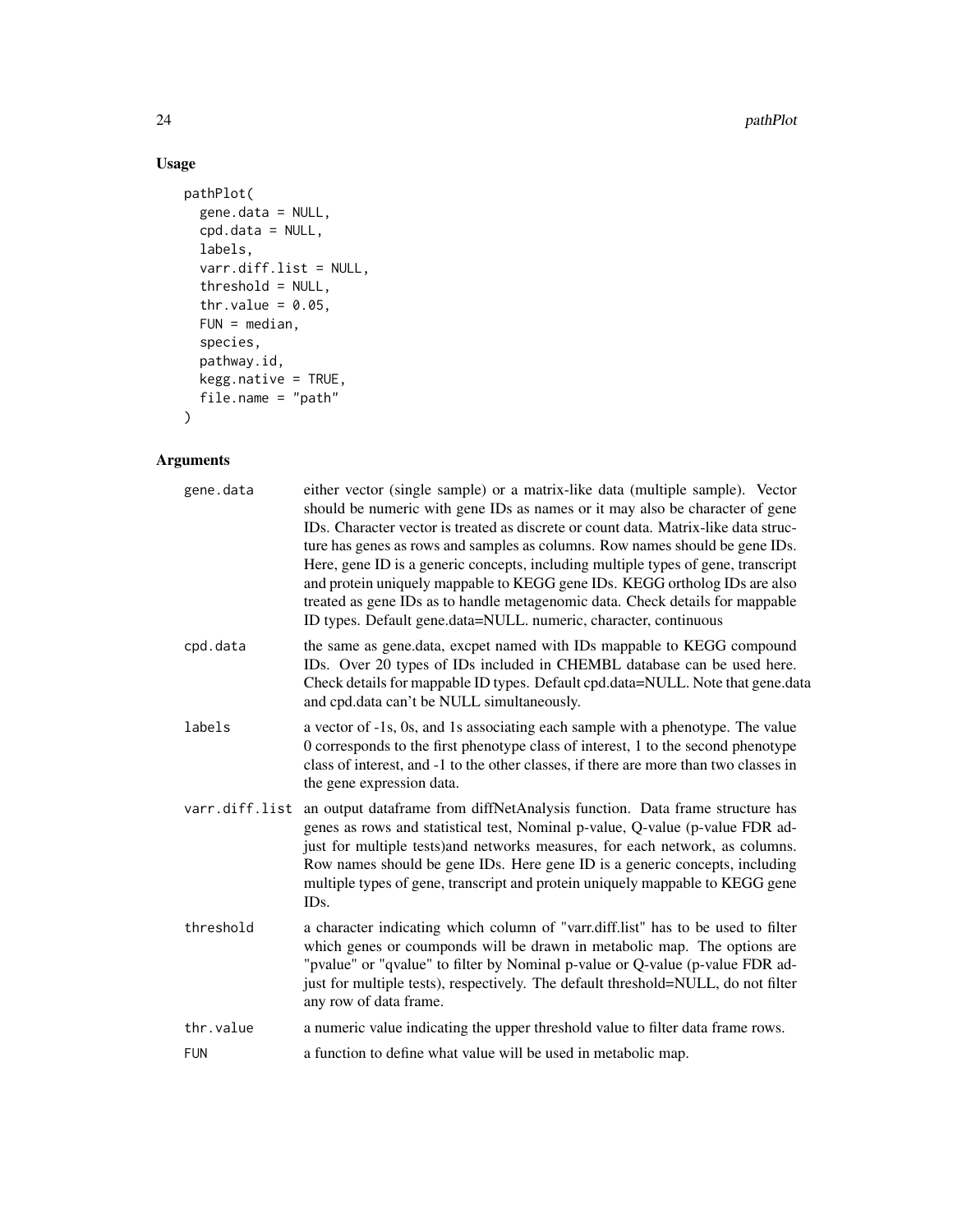## Usage

```
pathPlot(
  gene.data = NULL,
  cpd.data = NULL,
  labels,
  varr.diff.list = NULL,
  threshold = NULL,
  thr.value = 0.05,
  FUN = median,
  species,
  pathway.id,
  kegg.native = TRUE,
  file.name = "path"
)
```

## Arguments

| | |
|---|---|
| gene.data | either vector (single sample) or a matrix-like data (multiple sample). Vector should be numeric with gene IDs as names or it may also be character of gene IDs. Character vector is treated as discrete or count data. Matrix-like data structure has genes as rows and samples as columns. Row names should be gene IDs. Here, gene ID is a generic concepts, including multiple types of gene, transcript and protein uniquely mappable to KEGG gene IDs. KEGG ortholog IDs are also treated as gene IDs as to handle metagenomic data. Check details for mappable ID types. Default gene.data=NULL. numeric, character, continuous |
| cpd.data | the same as gene.data, excpet named with IDs mappable to KEGG compound IDs. Over 20 types of IDs included in CHEMBL database can be used here. Check details for mappable ID types. Default cpd.data=NULL. Note that gene.data and cpd.data can't be NULL simultaneously. |
| labels | a vector of -1s, 0s, and 1s associating each sample with a phenotype. The value 0 corresponds to the first phenotype class of interest, 1 to the second phenotype class of interest, and -1 to the other classes, if there are more than two classes in the gene expression data. |
| varr.diff.list | an output dataframe from diffNetAnalysis function. Data frame structure has genes as rows and statistical test, Nominal p-value, Q-value (p-value FDR adjust for multiple tests)and networks measures, for each network, as columns. Row names should be gene IDs. Here gene ID is a generic concepts, including multiple types of gene, transcript and protein uniquely mappable to KEGG gene IDs. |
| threshold | a character indicating which column of "varr.diff.list" has to be used to filter which genes or coumponds will be drawn in metabolic map. The options are "pvalue" or "qvalue" to filter by Nominal p-value or Q-value (p-value FDR adjust for multiple tests), respectively. The default threshold=NULL, do not filter any row of data frame. |
| thr.value | a numeric value indicating the upper threshold value to filter data frame rows. |
| FUN | a function to define what value will be used in metabolic map. |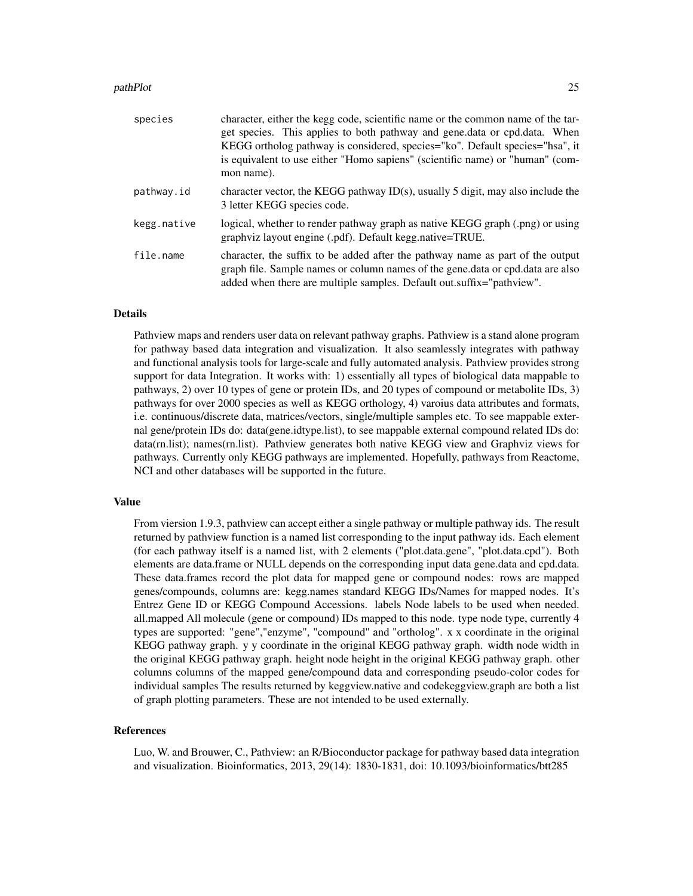| | |
|---|---|
| species | character, either the kegg code, scientific name or the common name of the target species. This applies to both pathway and gene.data or cpd.data. When KEGG ortholog pathway is considered, species="ko". Default species="hsa", it is equivalent to use either "Homo sapiens" (scientific name) or "human" (common name). |
| pathway.id | character vector, the KEGG pathway ID(s), usually 5 digit, may also include the 3 letter KEGG species code. |
| kegg.native | logical, whether to render pathway graph as native KEGG graph (.png) or using graphviz layout engine (.pdf). Default kegg.native=TRUE. |
| file.name | character, the suffix to be added after the pathway name as part of the output graph file. Sample names or column names of the gene.data or cpd.data are also added when there are multiple samples. Default out.suffix="pathview". |

## Details

Pathview maps and renders user data on relevant pathway graphs. Pathview is a stand alone program for pathway based data integration and visualization. It also seamlessly integrates with pathway and functional analysis tools for large-scale and fully automated analysis. Pathview provides strong support for data Integration. It works with: 1) essentially all types of biological data mappable to pathways, 2) over 10 types of gene or protein IDs, and 20 types of compound or metabolite IDs, 3) pathways for over 2000 species as well as KEGG orthology, 4) varoius data attributes and formats, i.e. continuous/discrete data, matrices/vectors, single/multiple samples etc. To see mappable external gene/protein IDs do: data(gene.idtype.list), to see mappable external compound related IDs do: data(rn.list); names(rn.list). Pathview generates both native KEGG view and Graphviz views for pathways. Currently only KEGG pathways are implemented. Hopefully, pathways from Reactome, NCI and other databases will be supported in the future.

## Value

From viersion 1.9.3, pathview can accept either a single pathway or multiple pathway ids. The result returned by pathview function is a named list corresponding to the input pathway ids. Each element (for each pathway itself is a named list, with 2 elements ("plot.data.gene", "plot.data.cpd"). Both elements are data.frame or NULL depends on the corresponding input data gene.data and cpd.data. These data.frames record the plot data for mapped gene or compound nodes: rows are mapped genes/compounds, columns are: kegg.names standard KEGG IDs/Names for mapped nodes. It's Entrez Gene ID or KEGG Compound Accessions. labels Node labels to be used when needed. all.mapped All molecule (gene or compound) IDs mapped to this node. type node type, currently 4 types are supported: "gene","enzyme", "compound" and "ortholog". x x coordinate in the original KEGG pathway graph. y y coordinate in the original KEGG pathway graph. width node width in the original KEGG pathway graph. height node height in the original KEGG pathway graph. other columns columns of the mapped gene/compound data and corresponding pseudo-color codes for individual samples The results returned by keggview.native and codekeggview.graph are both a list of graph plotting parameters. These are not intended to be used externally.

## References

Luo, W. and Brouwer, C., Pathview: an R/Bioconductor package for pathway based data integration and visualization. Bioinformatics, 2013, 29(14): 1830-1831, doi: 10.1093/bioinformatics/btt285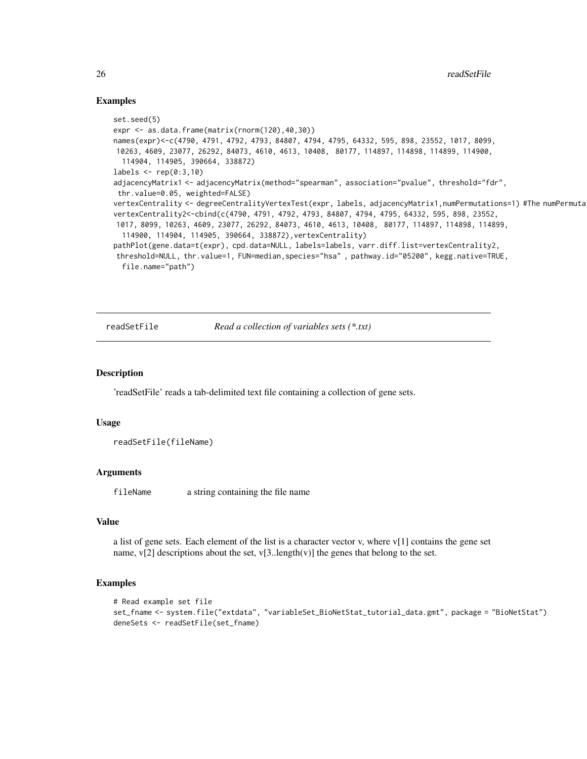## Examples

```
set.seed(5)
expr <- as.data.frame(matrix(rnorm(120),40,30))
names(expr)<-c(4790, 4791, 4792, 4793, 84807, 4794, 4795, 64332, 595, 898, 23552, 1017, 8099,
 10263, 4609, 23077, 26292, 84073, 4610, 4613, 10408,  80177, 114897, 114898, 114899, 114900,
  114904, 114905, 390664, 338872)
labels <- rep(0:3,10)
adjacencyMatrix1 <- adjacencyMatrix(method="spearman", association="pvalue", threshold="fdr",
 thr.value=0.05, weighted=FALSE)
vertexCentrality <- degreeCentralityVertexTest(expr, labels, adjacencyMatrix1,numPermutations=1) #The numPermuta
vertexCentrality2<-cbind(c(4790, 4791, 4792, 4793, 84807, 4794, 4795, 64332, 595, 898, 23552,
 1017, 8099, 10263, 4609, 23077, 26292, 84073, 4610, 4613, 10408,  80177, 114897, 114898, 114899,
  114900, 114904, 114905, 390664, 338872),vertexCentrality)
pathPlot(gene.data=t(expr), cpd.data=NULL, labels=labels, varr.diff.list=vertexCentrality2,
 threshold=NULL, thr.value=1, FUN=median,species="hsa" , pathway.id="05200", kegg.native=TRUE,
  file.name="path")
```

---

## readSetFile — *Read a collection of variables sets (*.txt)*

---

### Description

'readSetFile' reads a tab-delimited text file containing a collection of gene sets.

### Usage

```
readSetFile(fileName)
```

### Arguments

| | |
|---|---|
| fileName | a string containing the file name |

### Value

a list of gene sets. Each element of the list is a character vector v, where v[1] contains the gene set name, v[2] descriptions about the set, v[3..length(v)] the genes that belong to the set.

### Examples

```
# Read example set file
set_fname <- system.file("extdata", "variableSet_BioNetStat_tutorial_data.gmt", package = "BioNetStat")
deneSets <- readSetFile(set_fname)
```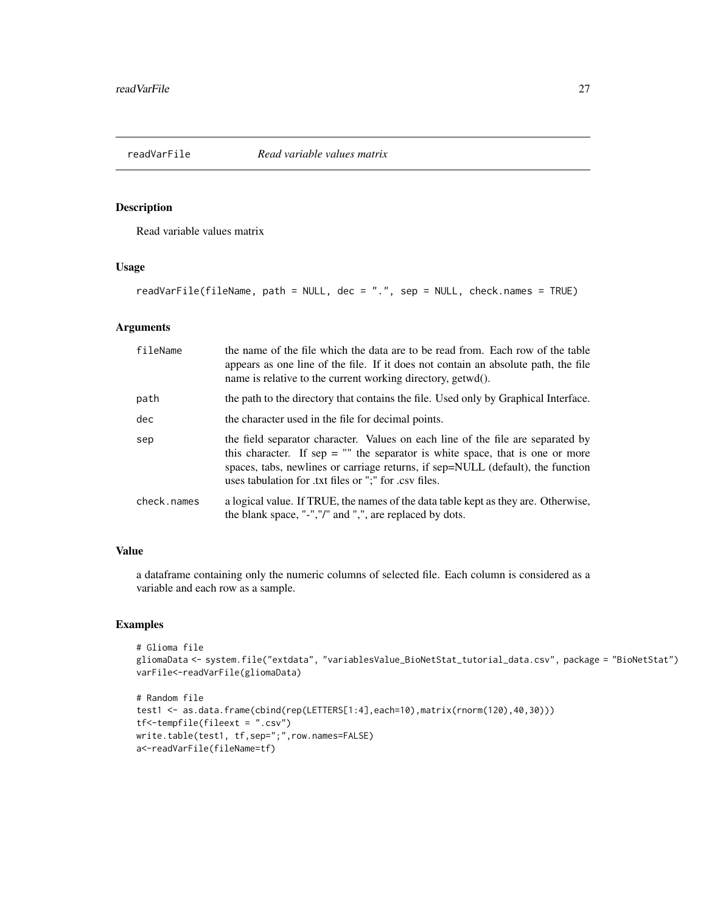## readVarFile *Read variable values matrix*

### Description

Read variable values matrix

### Usage

```
readVarFile(fileName, path = NULL, dec = ".", sep = NULL, check.names = TRUE)
```

### Arguments

| | |
|---|---|
| fileName | the name of the file which the data are to be read from. Each row of the table appears as one line of the file. If it does not contain an absolute path, the file name is relative to the current working directory, getwd(). |
| path | the path to the directory that contains the file. Used only by Graphical Interface. |
| dec | the character used in the file for decimal points. |
| sep | the field separator character. Values on each line of the file are separated by this character. If sep = "" the separator is white space, that is one or more spaces, tabs, newlines or carriage returns, if sep=NULL (default), the function uses tabulation for .txt files or ";" for .csv files. |
| check.names | a logical value. If TRUE, the names of the data table kept as they are. Otherwise, the blank space, "-","/" and ",", are replaced by dots. |

### Value

a dataframe containing only the numeric columns of selected file. Each column is considered as a variable and each row as a sample.

### Examples

```
# Glioma file
gliomaData <- system.file("extdata", "variablesValue_BioNetStat_tutorial_data.csv", package = "BioNetStat")
varFile<-readVarFile(gliomaData)

# Random file
test1 <- as.data.frame(cbind(rep(LETTERS[1:4],each=10),matrix(rnorm(120),40,30)))
tf<-tempfile(fileext = ".csv")
write.table(test1, tf,sep=";",row.names=FALSE)
a<-readVarFile(fileName=tf)
```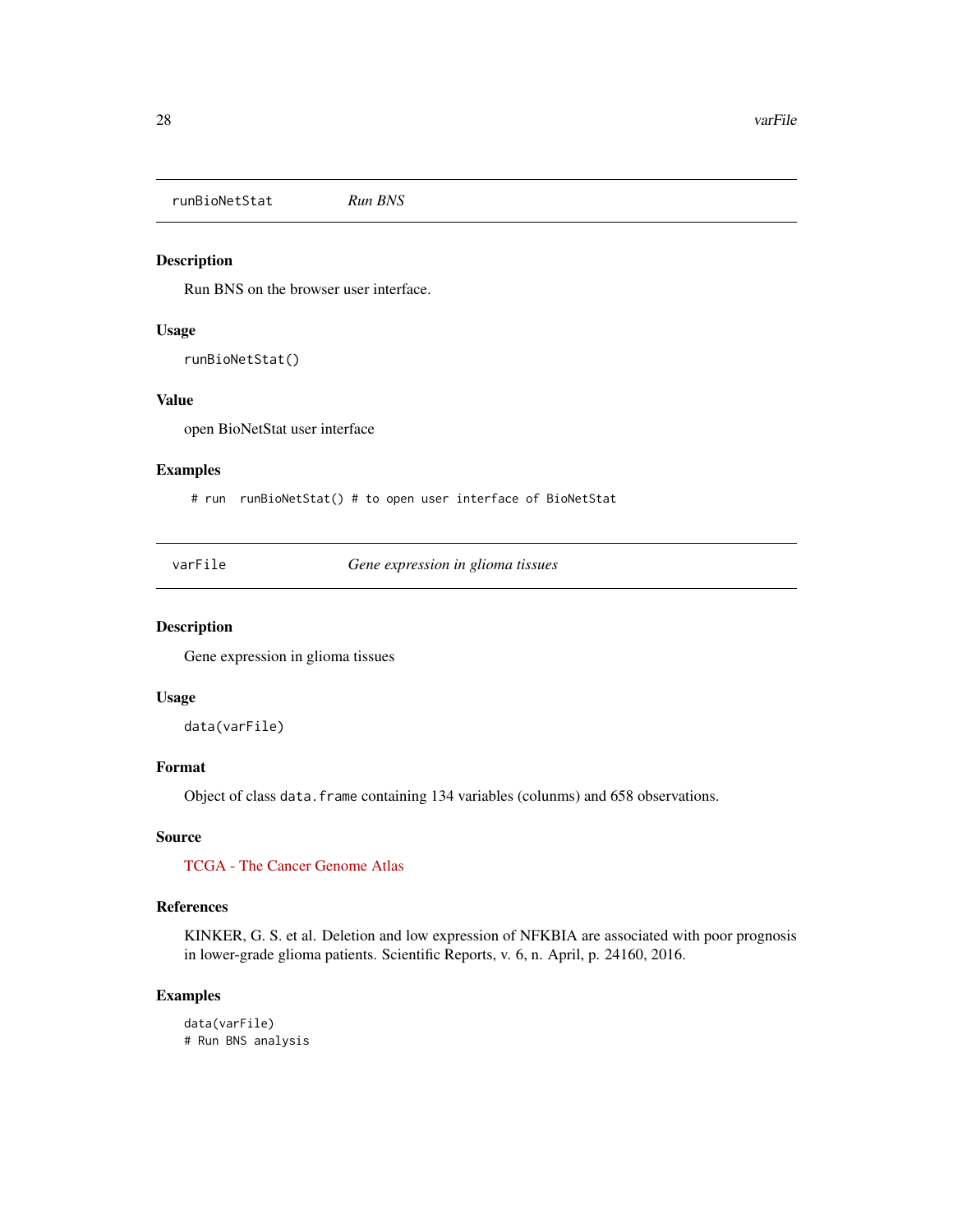## runBioNetStat — *Run BNS*

### Description

Run BNS on the browser user interface.

### Usage

```
runBioNetStat()
```

### Value

open BioNetStat user interface

### Examples

```
 # run  runBioNetStat() # to open user interface of BioNetStat
```

## varFile — *Gene expression in glioma tissues*

### Description

Gene expression in glioma tissues

### Usage

```
data(varFile)
```

### Format

Object of class `data.frame` containing 134 variables (colunms) and 658 observations.

### Source

TCGA - The Cancer Genome Atlas

### References

KINKER, G. S. et al. Deletion and low expression of NFKBIA are associated with poor prognosis in lower-grade glioma patients. Scientific Reports, v. 6, n. April, p. 24160, 2016.

### Examples

```
data(varFile)
# Run BNS analysis
```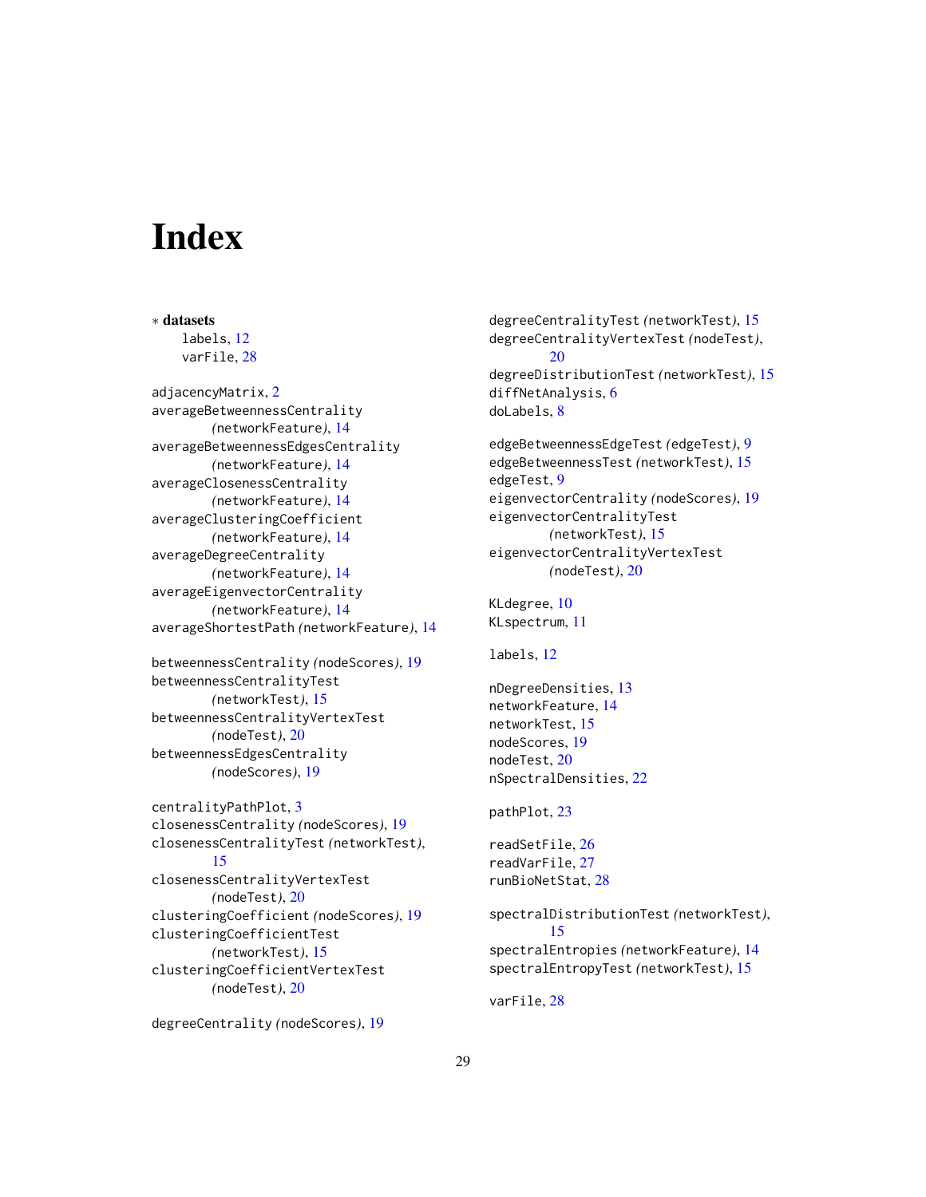# Index

∗ **datasets**

labels, 12
varFile, 28

adjacencyMatrix, 2
averageBetweennessCentrality *(networkFeature)*, 14
averageBetweennessEdgesCentrality *(networkFeature)*, 14
averageClosenessCentrality *(networkFeature)*, 14
averageClusteringCoefficient *(networkFeature)*, 14
averageDegreeCentrality *(networkFeature)*, 14
averageEigenvectorCentrality *(networkFeature)*, 14
averageShortestPath *(networkFeature)*, 14

betweennessCentrality *(nodeScores)*, 19
betweennessCentralityTest *(networkTest)*, 15
betweennessCentralityVertexTest *(nodeTest)*, 20
betweennessEdgesCentrality *(nodeScores)*, 19

centralityPathPlot, 3
closenessCentrality *(nodeScores)*, 19
closenessCentralityTest *(networkTest)*, 15
closenessCentralityVertexTest *(nodeTest)*, 20
clusteringCoefficient *(nodeScores)*, 19
clusteringCoefficientTest *(networkTest)*, 15
clusteringCoefficientVertexTest *(nodeTest)*, 20

degreeCentrality *(nodeScores)*, 19
degreeCentralityTest *(networkTest)*, 15
degreeCentralityVertexTest *(nodeTest)*, 20
degreeDistributionTest *(networkTest)*, 15
diffNetAnalysis, 6
doLabels, 8

edgeBetweennessEdgeTest *(edgeTest)*, 9
edgeBetweennessTest *(networkTest)*, 15
edgeTest, 9
eigenvectorCentrality *(nodeScores)*, 19
eigenvectorCentralityTest *(networkTest)*, 15
eigenvectorCentralityVertexTest *(nodeTest)*, 20

KLdegree, 10
KLspectrum, 11

labels, 12

nDegreeDensities, 13
networkFeature, 14
networkTest, 15
nodeScores, 19
nodeTest, 20
nSpectralDensities, 22

pathPlot, 23

readSetFile, 26
readVarFile, 27
runBioNetStat, 28

spectralDistributionTest *(networkTest)*, 15
spectralEntropies *(networkFeature)*, 14
spectralEntropyTest *(networkTest)*, 15

varFile, 28